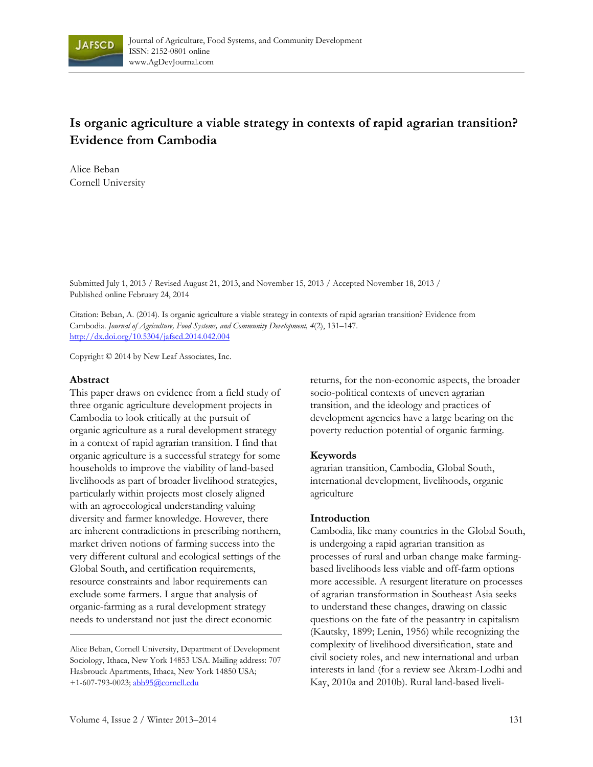Journal of Agriculture, Food Systems, and Community Development
ISSN: 2152-0801 online
www.AgDevJournal.com

# Is organic agriculture a viable strategy in contexts of rapid agrarian transition? Evidence from Cambodia

Alice Beban
Cornell University

Submitted July 1, 2013 / Revised August 21, 2013, and November 15, 2013 / Accepted November 18, 2013 / Published online February 24, 2014

Citation: Beban, A. (2014). Is organic agriculture a viable strategy in contexts of rapid agrarian transition? Evidence from Cambodia. *Journal of Agriculture, Food Systems, and Community Development, 4*(2), 131–147. http://dx.doi.org/10.5304/jafscd.2014.042.004

Copyright © 2014 by New Leaf Associates, Inc.

## Abstract

This paper draws on evidence from a field study of three organic agriculture development projects in Cambodia to look critically at the pursuit of organic agriculture as a rural development strategy in a context of rapid agrarian transition. I find that organic agriculture is a successful strategy for some households to improve the viability of land-based livelihoods as part of broader livelihood strategies, particularly within projects most closely aligned with an agroecological understanding valuing diversity and farmer knowledge. However, there are inherent contradictions in prescribing northern, market driven notions of farming success into the very different cultural and ecological settings of the Global South, and certification requirements, resource constraints and labor requirements can exclude some farmers. I argue that analysis of organic-farming as a rural development strategy needs to understand not just the direct economic returns, for the non-economic aspects, the broader socio-political contexts of uneven agrarian transition, and the ideology and practices of development agencies have a large bearing on the poverty reduction potential of organic farming.

## Keywords

agrarian transition, Cambodia, Global South, international development, livelihoods, organic agriculture

## Introduction

Cambodia, like many countries in the Global South, is undergoing a rapid agrarian transition as processes of rural and urban change make farming-based livelihoods less viable and off-farm options more accessible. A resurgent literature on processes of agrarian transformation in Southeast Asia seeks to understand these changes, drawing on classic questions on the fate of the peasantry in capitalism (Kautsky, 1899; Lenin, 1956) while recognizing the complexity of livelihood diversification, state and civil society roles, and new international and urban interests in land (for a review see Akram-Lodhi and Kay, 2010a and 2010b). Rural land-based liveli-

Alice Beban, Cornell University, Department of Development Sociology, Ithaca, New York 14853 USA. Mailing address: 707 Hasbrouck Apartments, Ithaca, New York 14850 USA; +1-607-793-0023; abb95@cornell.edu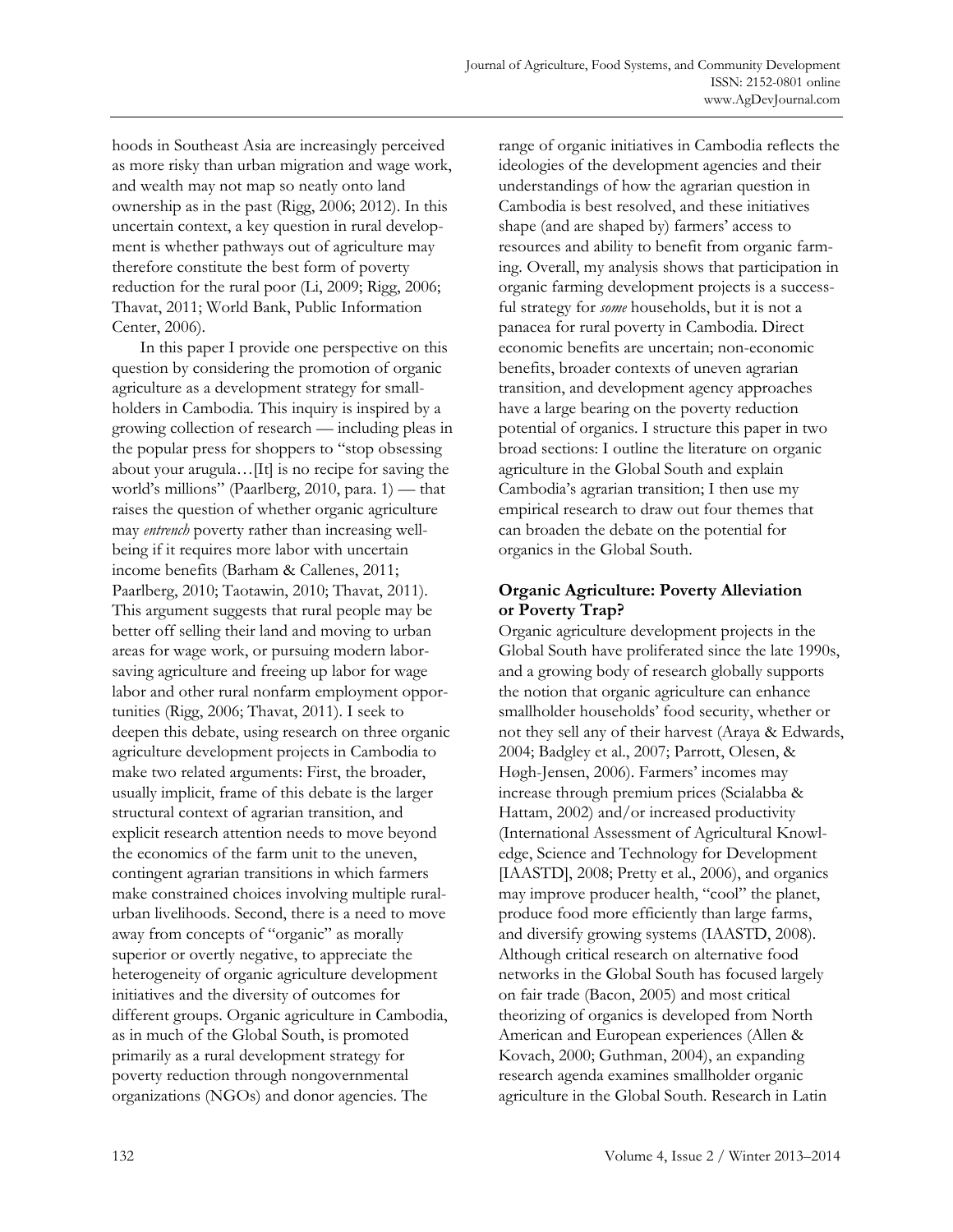hoods in Southeast Asia are increasingly perceived as more risky than urban migration and wage work, and wealth may not map so neatly onto land ownership as in the past (Rigg, 2006; 2012). In this uncertain context, a key question in rural development is whether pathways out of agriculture may therefore constitute the best form of poverty reduction for the rural poor (Li, 2009; Rigg, 2006; Thavat, 2011; World Bank, Public Information Center, 2006).

In this paper I provide one perspective on this question by considering the promotion of organic agriculture as a development strategy for smallholders in Cambodia. This inquiry is inspired by a growing collection of research — including pleas in the popular press for shoppers to "stop obsessing about your arugula…[It] is no recipe for saving the world's millions" (Paarlberg, 2010, para. 1) — that raises the question of whether organic agriculture may *entrench* poverty rather than increasing well-being if it requires more labor with uncertain income benefits (Barham & Callenes, 2011; Paarlberg, 2010; Taotawin, 2010; Thavat, 2011). This argument suggests that rural people may be better off selling their land and moving to urban areas for wage work, or pursuing modern labor-saving agriculture and freeing up labor for wage labor and other rural nonfarm employment opportunities (Rigg, 2006; Thavat, 2011). I seek to deepen this debate, using research on three organic agriculture development projects in Cambodia to make two related arguments: First, the broader, usually implicit, frame of this debate is the larger structural context of agrarian transition, and explicit research attention needs to move beyond the economics of the farm unit to the uneven, contingent agrarian transitions in which farmers make constrained choices involving multiple rural-urban livelihoods. Second, there is a need to move away from concepts of "organic" as morally superior or overtly negative, to appreciate the heterogeneity of organic agriculture development initiatives and the diversity of outcomes for different groups. Organic agriculture in Cambodia, as in much of the Global South, is promoted primarily as a rural development strategy for poverty reduction through nongovernmental organizations (NGOs) and donor agencies. The range of organic initiatives in Cambodia reflects the ideologies of the development agencies and their understandings of how the agrarian question in Cambodia is best resolved, and these initiatives shape (and are shaped by) farmers' access to resources and ability to benefit from organic farming. Overall, my analysis shows that participation in organic farming development projects is a successful strategy for *some* households, but it is not a panacea for rural poverty in Cambodia. Direct economic benefits are uncertain; non-economic benefits, broader contexts of uneven agrarian transition, and development agency approaches have a large bearing on the poverty reduction potential of organics. I structure this paper in two broad sections: I outline the literature on organic agriculture in the Global South and explain Cambodia's agrarian transition; I then use my empirical research to draw out four themes that can broaden the debate on the potential for organics in the Global South.

## Organic Agriculture: Poverty Alleviation or Poverty Trap?

Organic agriculture development projects in the Global South have proliferated since the late 1990s, and a growing body of research globally supports the notion that organic agriculture can enhance smallholder households' food security, whether or not they sell any of their harvest (Araya & Edwards, 2004; Badgley et al., 2007; Parrott, Olesen, & Høgh-Jensen, 2006). Farmers' incomes may increase through premium prices (Scialabba & Hattam, 2002) and/or increased productivity (International Assessment of Agricultural Knowledge, Science and Technology for Development [IAASTD], 2008; Pretty et al., 2006), and organics may improve producer health, "cool" the planet, produce food more efficiently than large farms, and diversify growing systems (IAASTD, 2008). Although critical research on alternative food networks in the Global South has focused largely on fair trade (Bacon, 2005) and most critical theorizing of organics is developed from North American and European experiences (Allen & Kovach, 2000; Guthman, 2004), an expanding research agenda examines smallholder organic agriculture in the Global South. Research in Latin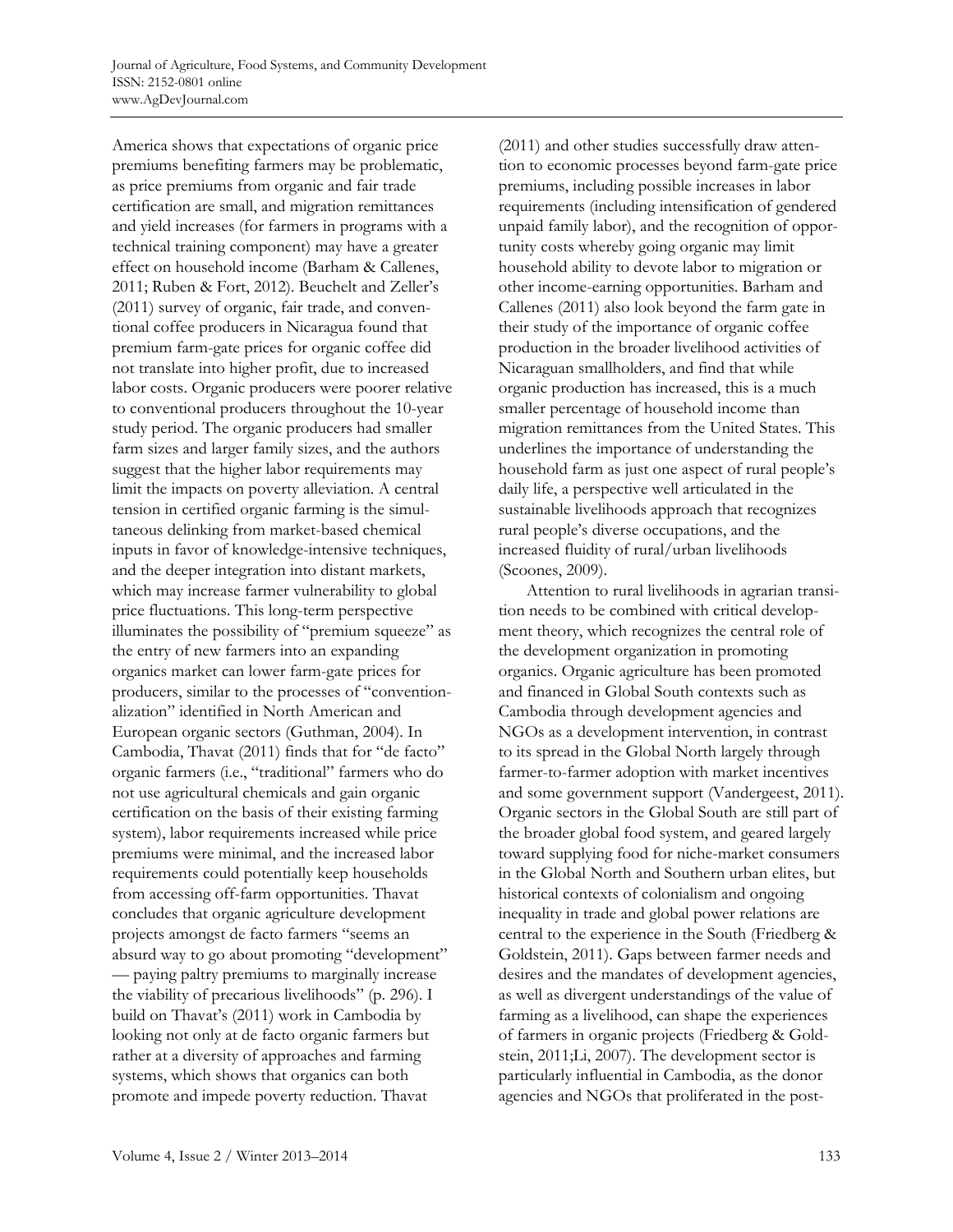America shows that expectations of organic price premiums benefiting farmers may be problematic, as price premiums from organic and fair trade certification are small, and migration remittances and yield increases (for farmers in programs with a technical training component) may have a greater effect on household income (Barham & Callenes, 2011; Ruben & Fort, 2012). Beuchelt and Zeller's (2011) survey of organic, fair trade, and conventional coffee producers in Nicaragua found that premium farm-gate prices for organic coffee did not translate into higher profit, due to increased labor costs. Organic producers were poorer relative to conventional producers throughout the 10-year study period. The organic producers had smaller farm sizes and larger family sizes, and the authors suggest that the higher labor requirements may limit the impacts on poverty alleviation. A central tension in certified organic farming is the simultaneous delinking from market-based chemical inputs in favor of knowledge-intensive techniques, and the deeper integration into distant markets, which may increase farmer vulnerability to global price fluctuations. This long-term perspective illuminates the possibility of "premium squeeze" as the entry of new farmers into an expanding organics market can lower farm-gate prices for producers, similar to the processes of "conventionalization" identified in North American and European organic sectors (Guthman, 2004). In Cambodia, Thavat (2011) finds that for "de facto" organic farmers (i.e., "traditional" farmers who do not use agricultural chemicals and gain organic certification on the basis of their existing farming system), labor requirements increased while price premiums were minimal, and the increased labor requirements could potentially keep households from accessing off-farm opportunities. Thavat concludes that organic agriculture development projects amongst de facto farmers "seems an absurd way to go about promoting "development" — paying paltry premiums to marginally increase the viability of precarious livelihoods" (p. 296). I build on Thavat's (2011) work in Cambodia by looking not only at de facto organic farmers but rather at a diversity of approaches and farming systems, which shows that organics can both promote and impede poverty reduction. Thavat (2011) and other studies successfully draw attention to economic processes beyond farm-gate price premiums, including possible increases in labor requirements (including intensification of gendered unpaid family labor), and the recognition of opportunity costs whereby going organic may limit household ability to devote labor to migration or other income-earning opportunities. Barham and Callenes (2011) also look beyond the farm gate in their study of the importance of organic coffee production in the broader livelihood activities of Nicaraguan smallholders, and find that while organic production has increased, this is a much smaller percentage of household income than migration remittances from the United States. This underlines the importance of understanding the household farm as just one aspect of rural people's daily life, a perspective well articulated in the sustainable livelihoods approach that recognizes rural people's diverse occupations, and the increased fluidity of rural/urban livelihoods (Scoones, 2009).

Attention to rural livelihoods in agrarian transition needs to be combined with critical development theory, which recognizes the central role of the development organization in promoting organics. Organic agriculture has been promoted and financed in Global South contexts such as Cambodia through development agencies and NGOs as a development intervention, in contrast to its spread in the Global North largely through farmer-to-farmer adoption with market incentives and some government support (Vandergeest, 2011). Organic sectors in the Global South are still part of the broader global food system, and geared largely toward supplying food for niche-market consumers in the Global North and Southern urban elites, but historical contexts of colonialism and ongoing inequality in trade and global power relations are central to the experience in the South (Friedberg & Goldstein, 2011). Gaps between farmer needs and desires and the mandates of development agencies, as well as divergent understandings of the value of farming as a livelihood, can shape the experiences of farmers in organic projects (Friedberg & Goldstein, 2011;Li, 2007). The development sector is particularly influential in Cambodia, as the donor agencies and NGOs that proliferated in the post-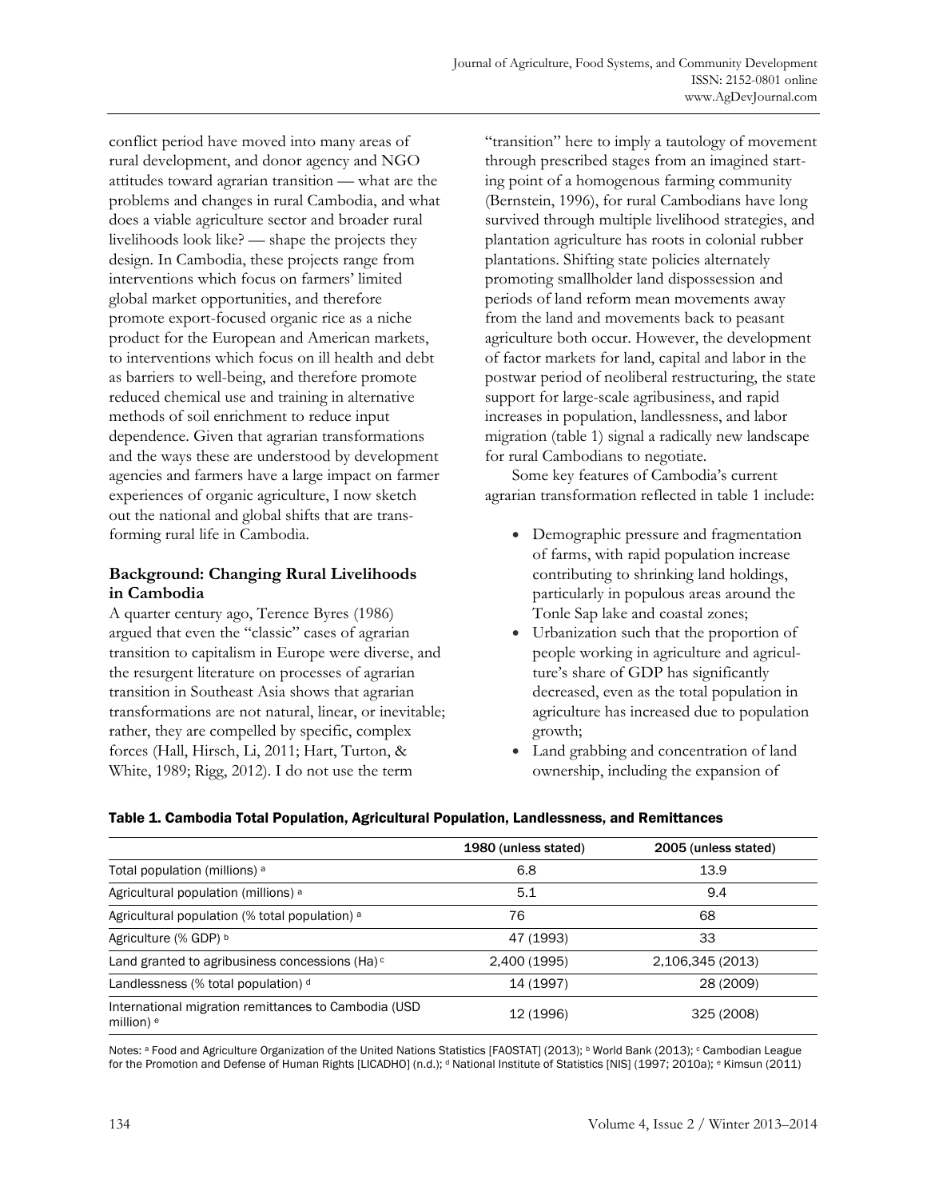conflict period have moved into many areas of rural development, and donor agency and NGO attitudes toward agrarian transition — what are the problems and changes in rural Cambodia, and what does a viable agriculture sector and broader rural livelihoods look like? — shape the projects they design. In Cambodia, these projects range from interventions which focus on farmers' limited global market opportunities, and therefore promote export-focused organic rice as a niche product for the European and American markets, to interventions which focus on ill health and debt as barriers to well-being, and therefore promote reduced chemical use and training in alternative methods of soil enrichment to reduce input dependence. Given that agrarian transformations and the ways these are understood by development agencies and farmers have a large impact on farmer experiences of organic agriculture, I now sketch out the national and global shifts that are transforming rural life in Cambodia.

## Background: Changing Rural Livelihoods in Cambodia

A quarter century ago, Terence Byres (1986) argued that even the "classic" cases of agrarian transition to capitalism in Europe were diverse, and the resurgent literature on processes of agrarian transition in Southeast Asia shows that agrarian transformations are not natural, linear, or inevitable; rather, they are compelled by specific, complex forces (Hall, Hirsch, Li, 2011; Hart, Turton, & White, 1989; Rigg, 2012). I do not use the term "transition" here to imply a tautology of movement through prescribed stages from an imagined starting point of a homogenous farming community (Bernstein, 1996), for rural Cambodians have long survived through multiple livelihood strategies, and plantation agriculture has roots in colonial rubber plantations. Shifting state policies alternately promoting smallholder land dispossession and periods of land reform mean movements away from the land and movements back to peasant agriculture both occur. However, the development of factor markets for land, capital and labor in the postwar period of neoliberal restructuring, the state support for large-scale agribusiness, and rapid increases in population, landlessness, and labor migration (table 1) signal a radically new landscape for rural Cambodians to negotiate.

Some key features of Cambodia's current agrarian transformation reflected in table 1 include:

- Demographic pressure and fragmentation of farms, with rapid population increase contributing to shrinking land holdings, particularly in populous areas around the Tonle Sap lake and coastal zones;
- Urbanization such that the proportion of people working in agriculture and agriculture's share of GDP has significantly decreased, even as the total population in agriculture has increased due to population growth;
- Land grabbing and concentration of land ownership, including the expansion of

**Table 1. Cambodia Total Population, Agricultural Population, Landlessness, and Remittances**

| | 1980 (unless stated) | 2005 (unless stated) |
|---|---|---|
| Total population (millions) [a] | 6.8 | 13.9 |
| Agricultural population (millions) [a] | 5.1 | 9.4 |
| Agricultural population (% total population) [a] | 76 | 68 |
| Agriculture (% GDP) [b] | 47 (1993) | 33 |
| Land granted to agribusiness concessions (Ha) [c] | 2,400 (1995) | 2,106,345 (2013) |
| Landlessness (% total population) [d] | 14 (1997) | 28 (2009) |
| International migration remittances to Cambodia (USD million) [e] | 12 (1996) | 325 (2008) |

Notes: [a] Food and Agriculture Organization of the United Nations Statistics [FAOSTAT] (2013); [b] World Bank (2013); [c] Cambodian League for the Promotion and Defense of Human Rights [LICADHO] (n.d.); [d] National Institute of Statistics [NIS] (1997; 2010a); [e] Kimsun (2011)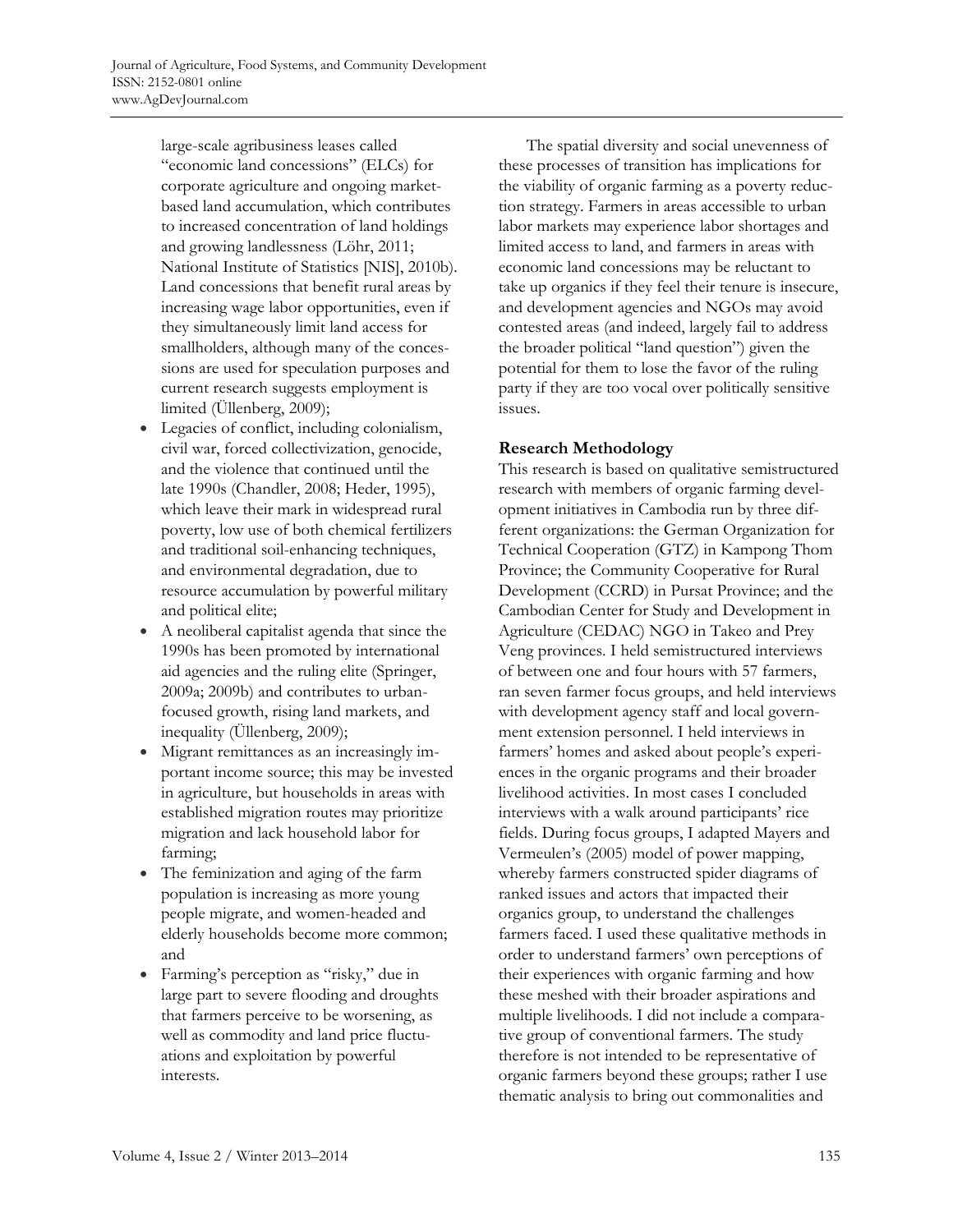large-scale agribusiness leases called "economic land concessions" (ELCs) for corporate agriculture and ongoing market-based land accumulation, which contributes to increased concentration of land holdings and growing landlessness (Löhr, 2011; National Institute of Statistics [NIS], 2010b). Land concessions that benefit rural areas by increasing wage labor opportunities, even if they simultaneously limit land access for smallholders, although many of the concessions are used for speculation purposes and current research suggests employment is limited (Üllenberg, 2009);

- Legacies of conflict, including colonialism, civil war, forced collectivization, genocide, and the violence that continued until the late 1990s (Chandler, 2008; Heder, 1995), which leave their mark in widespread rural poverty, low use of both chemical fertilizers and traditional soil-enhancing techniques, and environmental degradation, due to resource accumulation by powerful military and political elite;
- A neoliberal capitalist agenda that since the 1990s has been promoted by international aid agencies and the ruling elite (Springer, 2009a; 2009b) and contributes to urban-focused growth, rising land markets, and inequality (Üllenberg, 2009);
- Migrant remittances as an increasingly important income source; this may be invested in agriculture, but households in areas with established migration routes may prioritize migration and lack household labor for farming;
- The feminization and aging of the farm population is increasing as more young people migrate, and women-headed and elderly households become more common; and
- Farming's perception as "risky," due in large part to severe flooding and droughts that farmers perceive to be worsening, as well as commodity and land price fluctuations and exploitation by powerful interests.

The spatial diversity and social unevenness of these processes of transition has implications for the viability of organic farming as a poverty reduction strategy. Farmers in areas accessible to urban labor markets may experience labor shortages and limited access to land, and farmers in areas with economic land concessions may be reluctant to take up organics if they feel their tenure is insecure, and development agencies and NGOs may avoid contested areas (and indeed, largely fail to address the broader political "land question") given the potential for them to lose the favor of the ruling party if they are too vocal over politically sensitive issues.

## Research Methodology

This research is based on qualitative semistructured research with members of organic farming development initiatives in Cambodia run by three different organizations: the German Organization for Technical Cooperation (GTZ) in Kampong Thom Province; the Community Cooperative for Rural Development (CCRD) in Pursat Province; and the Cambodian Center for Study and Development in Agriculture (CEDAC) NGO in Takeo and Prey Veng provinces. I held semistructured interviews of between one and four hours with 57 farmers, ran seven farmer focus groups, and held interviews with development agency staff and local government extension personnel. I held interviews in farmers' homes and asked about people's experiences in the organic programs and their broader livelihood activities. In most cases I concluded interviews with a walk around participants' rice fields. During focus groups, I adapted Mayers and Vermeulen's (2005) model of power mapping, whereby farmers constructed spider diagrams of ranked issues and actors that impacted their organics group, to understand the challenges farmers faced. I used these qualitative methods in order to understand farmers' own perceptions of their experiences with organic farming and how these meshed with their broader aspirations and multiple livelihoods. I did not include a comparative group of conventional farmers. The study therefore is not intended to be representative of organic farmers beyond these groups; rather I use thematic analysis to bring out commonalities and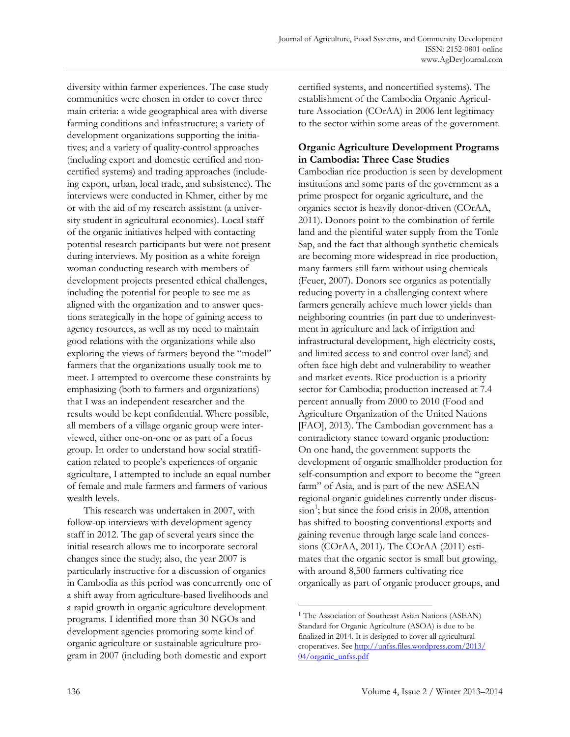diversity within farmer experiences. The case study communities were chosen in order to cover three main criteria: a wide geographical area with diverse farming conditions and infrastructure; a variety of development organizations supporting the initiatives; and a variety of quality-control approaches (including export and domestic certified and noncertified systems) and trading approaches (including export, urban, local trade, and subsistence). The interviews were conducted in Khmer, either by me or with the aid of my research assistant (a university student in agricultural economics). Local staff of the organic initiatives helped with contacting potential research participants but were not present during interviews. My position as a white foreign woman conducting research with members of development projects presented ethical challenges, including the potential for people to see me as aligned with the organization and to answer questions strategically in the hope of gaining access to agency resources, as well as my need to maintain good relations with the organizations while also exploring the views of farmers beyond the "model" farmers that the organizations usually took me to meet. I attempted to overcome these constraints by emphasizing (both to farmers and organizations) that I was an independent researcher and the results would be kept confidential. Where possible, all members of a village organic group were interviewed, either one-on-one or as part of a focus group. In order to understand how social stratification related to people's experiences of organic agriculture, I attempted to include an equal number of female and male farmers and farmers of various wealth levels.

This research was undertaken in 2007, with follow-up interviews with development agency staff in 2012. The gap of several years since the initial research allows me to incorporate sectoral changes since the study; also, the year 2007 is particularly instructive for a discussion of organics in Cambodia as this period was concurrently one of a shift away from agriculture-based livelihoods and a rapid growth in organic agriculture development programs. I identified more than 30 NGOs and development agencies promoting some kind of organic agriculture or sustainable agriculture program in 2007 (including both domestic and export certified systems, and noncertified systems). The establishment of the Cambodia Organic Agriculture Association (COrAA) in 2006 lent legitimacy to the sector within some areas of the government.

## Organic Agriculture Development Programs in Cambodia: Three Case Studies

Cambodian rice production is seen by development institutions and some parts of the government as a prime prospect for organic agriculture, and the organics sector is heavily donor-driven (COrAA, 2011). Donors point to the combination of fertile land and the plentiful water supply from the Tonle Sap, and the fact that although synthetic chemicals are becoming more widespread in rice production, many farmers still farm without using chemicals (Feuer, 2007). Donors see organics as potentially reducing poverty in a challenging context where farmers generally achieve much lower yields than neighboring countries (in part due to underinvestment in agriculture and lack of irrigation and infrastructural development, high electricity costs, and limited access to and control over land) and often face high debt and vulnerability to weather and market events. Rice production is a priority sector for Cambodia; production increased at 7.4 percent annually from 2000 to 2010 (Food and Agriculture Organization of the United Nations [FAO], 2013). The Cambodian government has a contradictory stance toward organic production: On one hand, the government supports the development of organic smallholder production for self-consumption and export to become the "green farm" of Asia, and is part of the new ASEAN regional organic guidelines currently under discussion[1]; but since the food crisis in 2008, attention has shifted to boosting conventional exports and gaining revenue through large scale land concessions (COrAA, 2011). The COrAA (2011) estimates that the organic sector is small but growing, with around 8,500 farmers cultivating rice organically as part of organic producer groups, and

[1] The Association of Southeast Asian Nations (ASEAN) Standard for Organic Agriculture (ASOA) is due to be finalized in 2014. It is designed to cover all agricultural croperatives. See http://unfss.files.wordpress.com/2013/04/organic_unfss.pdf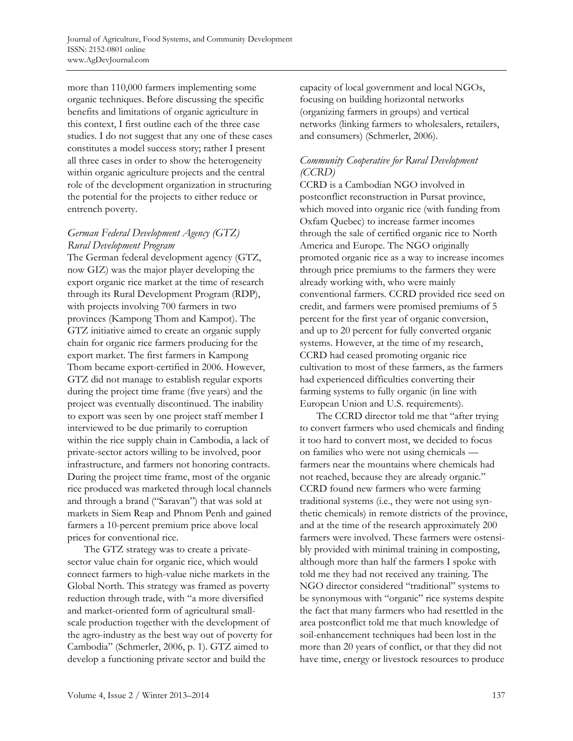more than 110,000 farmers implementing some organic techniques. Before discussing the specific benefits and limitations of organic agriculture in this context, I first outline each of the three case studies. I do not suggest that any one of these cases constitutes a model success story; rather I present all three cases in order to show the heterogeneity within organic agriculture projects and the central role of the development organization in structuring the potential for the projects to either reduce or entrench poverty.

### *German Federal Development Agency (GTZ) Rural Development Program*

The German federal development agency (GTZ, now GIZ) was the major player developing the export organic rice market at the time of research through its Rural Development Program (RDP), with projects involving 700 farmers in two provinces (Kampong Thom and Kampot). The GTZ initiative aimed to create an organic supply chain for organic rice farmers producing for the export market. The first farmers in Kampong Thom became export-certified in 2006. However, GTZ did not manage to establish regular exports during the project time frame (five years) and the project was eventually discontinued. The inability to export was seen by one project staff member I interviewed to be due primarily to corruption within the rice supply chain in Cambodia, a lack of private-sector actors willing to be involved, poor infrastructure, and farmers not honoring contracts. During the project time frame, most of the organic rice produced was marketed through local channels and through a brand ("Saravan") that was sold at markets in Siem Reap and Phnom Penh and gained farmers a 10-percent premium price above local prices for conventional rice.

The GTZ strategy was to create a private-sector value chain for organic rice, which would connect farmers to high-value niche markets in the Global North. This strategy was framed as poverty reduction through trade, with "a more diversified and market-oriented form of agricultural small-scale production together with the development of the agro-industry as the best way out of poverty for Cambodia" (Schmerler, 2006, p. 1). GTZ aimed to develop a functioning private sector and build the capacity of local government and local NGOs, focusing on building horizontal networks (organizing farmers in groups) and vertical networks (linking farmers to wholesalers, retailers, and consumers) (Schmerler, 2006).

### *Community Cooperative for Rural Development (CCRD)*

CCRD is a Cambodian NGO involved in postconflict reconstruction in Pursat province, which moved into organic rice (with funding from Oxfam Quebec) to increase farmer incomes through the sale of certified organic rice to North America and Europe. The NGO originally promoted organic rice as a way to increase incomes through price premiums to the farmers they were already working with, who were mainly conventional farmers. CCRD provided rice seed on credit, and farmers were promised premiums of 5 percent for the first year of organic conversion, and up to 20 percent for fully converted organic systems. However, at the time of my research, CCRD had ceased promoting organic rice cultivation to most of these farmers, as the farmers had experienced difficulties converting their farming systems to fully organic (in line with European Union and U.S. requirements).

The CCRD director told me that "after trying to convert farmers who used chemicals and finding it too hard to convert most, we decided to focus on families who were not using chemicals — farmers near the mountains where chemicals had not reached, because they are already organic." CCRD found new farmers who were farming traditional systems (i.e., they were not using synthetic chemicals) in remote districts of the province, and at the time of the research approximately 200 farmers were involved. These farmers were ostensibly provided with minimal training in composting, although more than half the farmers I spoke with told me they had not received any training. The NGO director considered "traditional" systems to be synonymous with "organic" rice systems despite the fact that many farmers who had resettled in the area postconflict told me that much knowledge of soil-enhancement techniques had been lost in the more than 20 years of conflict, or that they did not have time, energy or livestock resources to produce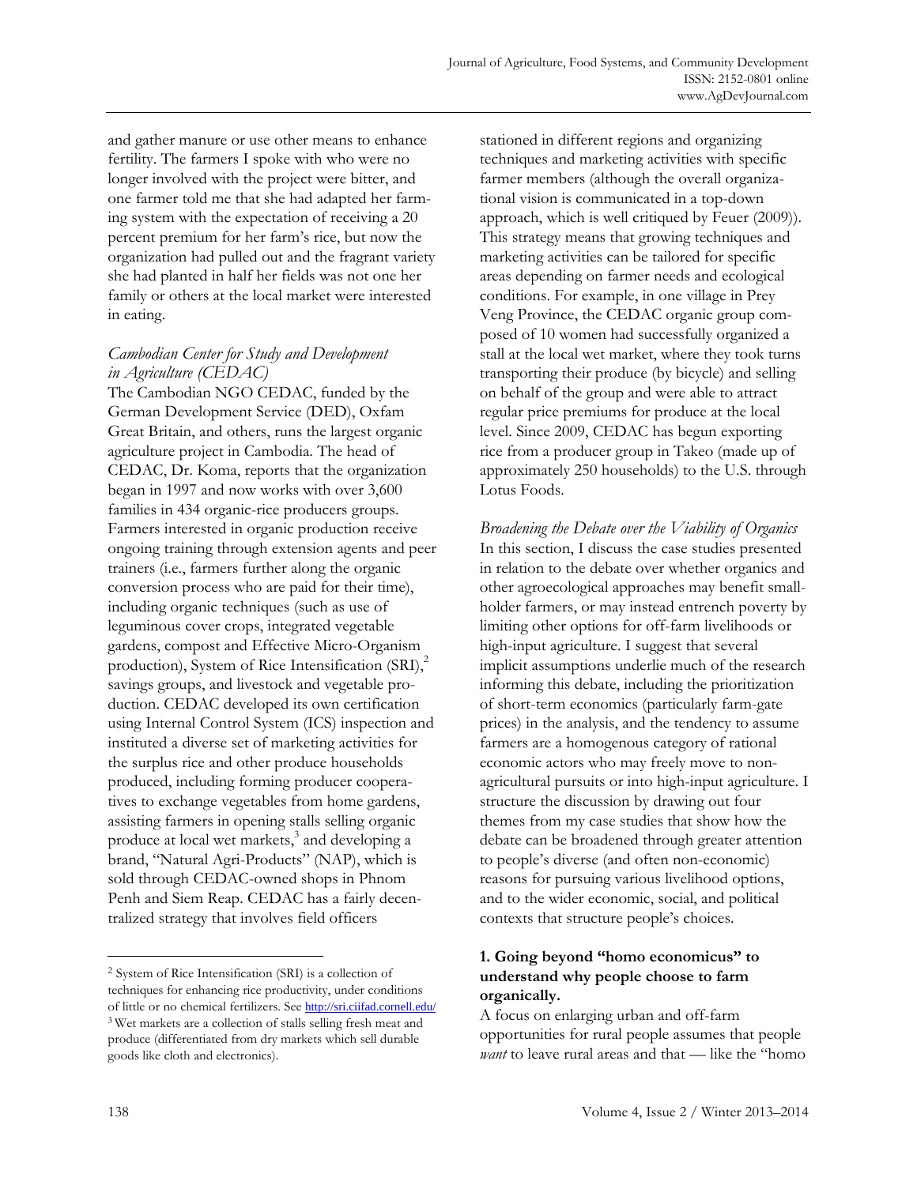and gather manure or use other means to enhance fertility. The farmers I spoke with who were no longer involved with the project were bitter, and one farmer told me that she had adapted her farming system with the expectation of receiving a 20 percent premium for her farm's rice, but now the organization had pulled out and the fragrant variety she had planted in half her fields was not one her family or others at the local market were interested in eating.

### *Cambodian Center for Study and Development in Agriculture (CEDAC)*

The Cambodian NGO CEDAC, funded by the German Development Service (DED), Oxfam Great Britain, and others, runs the largest organic agriculture project in Cambodia. The head of CEDAC, Dr. Koma, reports that the organization began in 1997 and now works with over 3,600 families in 434 organic-rice producers groups. Farmers interested in organic production receive ongoing training through extension agents and peer trainers (i.e., farmers further along the organic conversion process who are paid for their time), including organic techniques (such as use of leguminous cover crops, integrated vegetable gardens, compost and Effective Micro-Organism production), System of Rice Intensification (SRI),[2] savings groups, and livestock and vegetable production. CEDAC developed its own certification using Internal Control System (ICS) inspection and instituted a diverse set of marketing activities for the surplus rice and other produce households produced, including forming producer cooperatives to exchange vegetables from home gardens, assisting farmers in opening stalls selling organic produce at local wet markets,[3] and developing a brand, "Natural Agri-Products" (NAP), which is sold through CEDAC-owned shops in Phnom Penh and Siem Reap. CEDAC has a fairly decentralized strategy that involves field officers stationed in different regions and organizing techniques and marketing activities with specific farmer members (although the overall organizational vision is communicated in a top-down approach, which is well critiqued by Feuer (2009)). This strategy means that growing techniques and marketing activities can be tailored for specific areas depending on farmer needs and ecological conditions. For example, in one village in Prey Veng Province, the CEDAC organic group composed of 10 women had successfully organized a stall at the local wet market, where they took turns transporting their produce (by bicycle) and selling on behalf of the group and were able to attract regular price premiums for produce at the local level. Since 2009, CEDAC has begun exporting rice from a producer group in Takeo (made up of approximately 250 households) to the U.S. through Lotus Foods.

### *Broadening the Debate over the Viability of Organics*

In this section, I discuss the case studies presented in relation to the debate over whether organics and other agroecological approaches may benefit smallholder farmers, or may instead entrench poverty by limiting other options for off-farm livelihoods or high-input agriculture. I suggest that several implicit assumptions underlie much of the research informing this debate, including the prioritization of short-term economics (particularly farm-gate prices) in the analysis, and the tendency to assume farmers are a homogenous category of rational economic actors who may freely move to non-agricultural pursuits or into high-input agriculture. I structure the discussion by drawing out four themes from my case studies that show how the debate can be broadened through greater attention to people's diverse (and often non-economic) reasons for pursuing various livelihood options, and to the wider economic, social, and political contexts that structure people's choices.

#### 1. Going beyond "homo economicus" to understand why people choose to farm organically.

A focus on enlarging urban and off-farm opportunities for rural people assumes that people *want* to leave rural areas and that — like the "homo

---

[2] System of Rice Intensification (SRI) is a collection of techniques for enhancing rice productivity, under conditions of little or no chemical fertilizers. See http://sri.ciifad.cornell.edu/

[3] Wet markets are a collection of stalls selling fresh meat and produce (differentiated from dry markets which sell durable goods like cloth and electronics).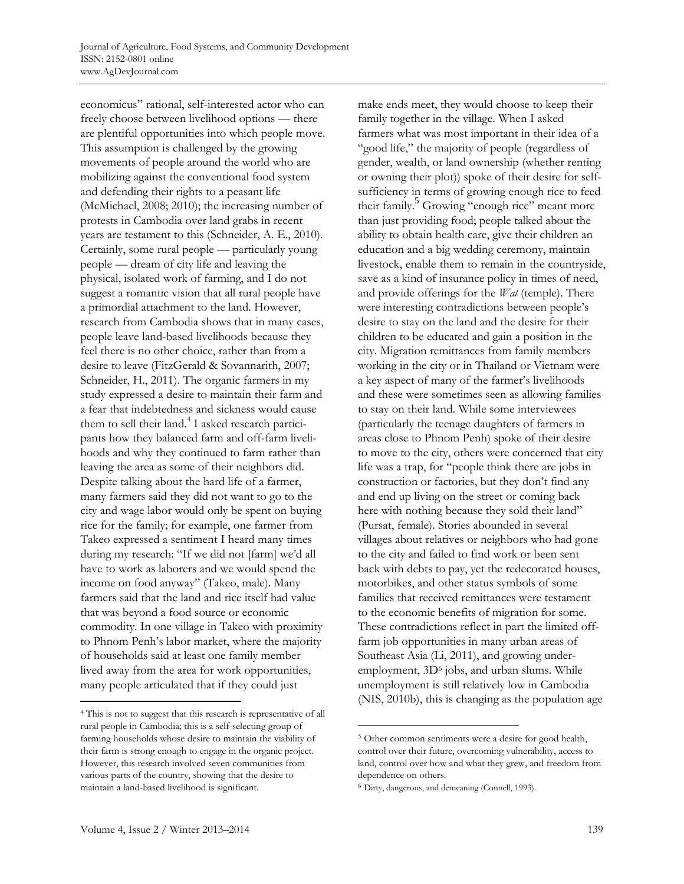economicus" rational, self-interested actor who can freely choose between livelihood options — there are plentiful opportunities into which people move. This assumption is challenged by the growing movements of people around the world who are mobilizing against the conventional food system and defending their rights to a peasant life (McMichael, 2008; 2010); the increasing number of protests in Cambodia over land grabs in recent years are testament to this (Schneider, A. E., 2010). Certainly, some rural people — particularly young people — dream of city life and leaving the physical, isolated work of farming, and I do not suggest a romantic vision that all rural people have a primordial attachment to the land. However, research from Cambodia shows that in many cases, people leave land-based livelihoods because they feel there is no other choice, rather than from a desire to leave (FitzGerald & Sovannarith, 2007; Schneider, H., 2011). The organic farmers in my study expressed a desire to maintain their farm and a fear that indebtedness and sickness would cause them to sell their land.[4] I asked research participants how they balanced farm and off-farm livelihoods and why they continued to farm rather than leaving the area as some of their neighbors did. Despite talking about the hard life of a farmer, many farmers said they did not want to go to the city and wage labor would only be spent on buying rice for the family; for example, one farmer from Takeo expressed a sentiment I heard many times during my research: "If we did not [farm] we'd all have to work as laborers and we would spend the income on food anyway" (Takeo, male). Many farmers said that the land and rice itself had value that was beyond a food source or economic commodity. In one village in Takeo with proximity to Phnom Penh's labor market, where the majority of households said at least one family member lived away from the area for work opportunities, many people articulated that if they could just make ends meet, they would choose to keep their family together in the village. When I asked farmers what was most important in their idea of a "good life," the majority of people (regardless of gender, wealth, or land ownership (whether renting or owning their plot)) spoke of their desire for self-sufficiency in terms of growing enough rice to feed their family.[5] Growing "enough rice" meant more than just providing food; people talked about the ability to obtain health care, give their children an education and a big wedding ceremony, maintain livestock, enable them to remain in the countryside, save as a kind of insurance policy in times of need, and provide offerings for the *Wat* (temple). There were interesting contradictions between people's desire to stay on the land and the desire for their children to be educated and gain a position in the city. Migration remittances from family members working in the city or in Thailand or Vietnam were a key aspect of many of the farmer's livelihoods and these were sometimes seen as allowing families to stay on their land. While some interviewees (particularly the teenage daughters of farmers in areas close to Phnom Penh) spoke of their desire to move to the city, others were concerned that city life was a trap, for "people think there are jobs in construction or factories, but they don't find any and end up living on the street or coming back here with nothing because they sold their land" (Pursat, female). Stories abounded in several villages about relatives or neighbors who had gone to the city and failed to find work or been sent back with debts to pay, yet the redecorated houses, motorbikes, and other status symbols of some families that received remittances were testament to the economic benefits of migration for some. These contradictions reflect in part the limited off-farm job opportunities in many urban areas of Southeast Asia (Li, 2011), and growing under-employment, 3D[6] jobs, and urban slums. While unemployment is still relatively low in Cambodia (NIS, 2010b), this is changing as the population age

---

[4] This is not to suggest that this research is representative of all rural people in Cambodia; this is a self-selecting group of farming households whose desire to maintain the viability of their farm is strong enough to engage in the organic project. However, this research involved seven communities from various parts of the country, showing that the desire to maintain a land-based livelihood is significant.

[5] Other common sentiments were a desire for good health, control over their future, overcoming vulnerability, access to land, control over how and what they grew, and freedom from dependence on others.

[6] Dirty, dangerous, and demeaning (Connell, 1993).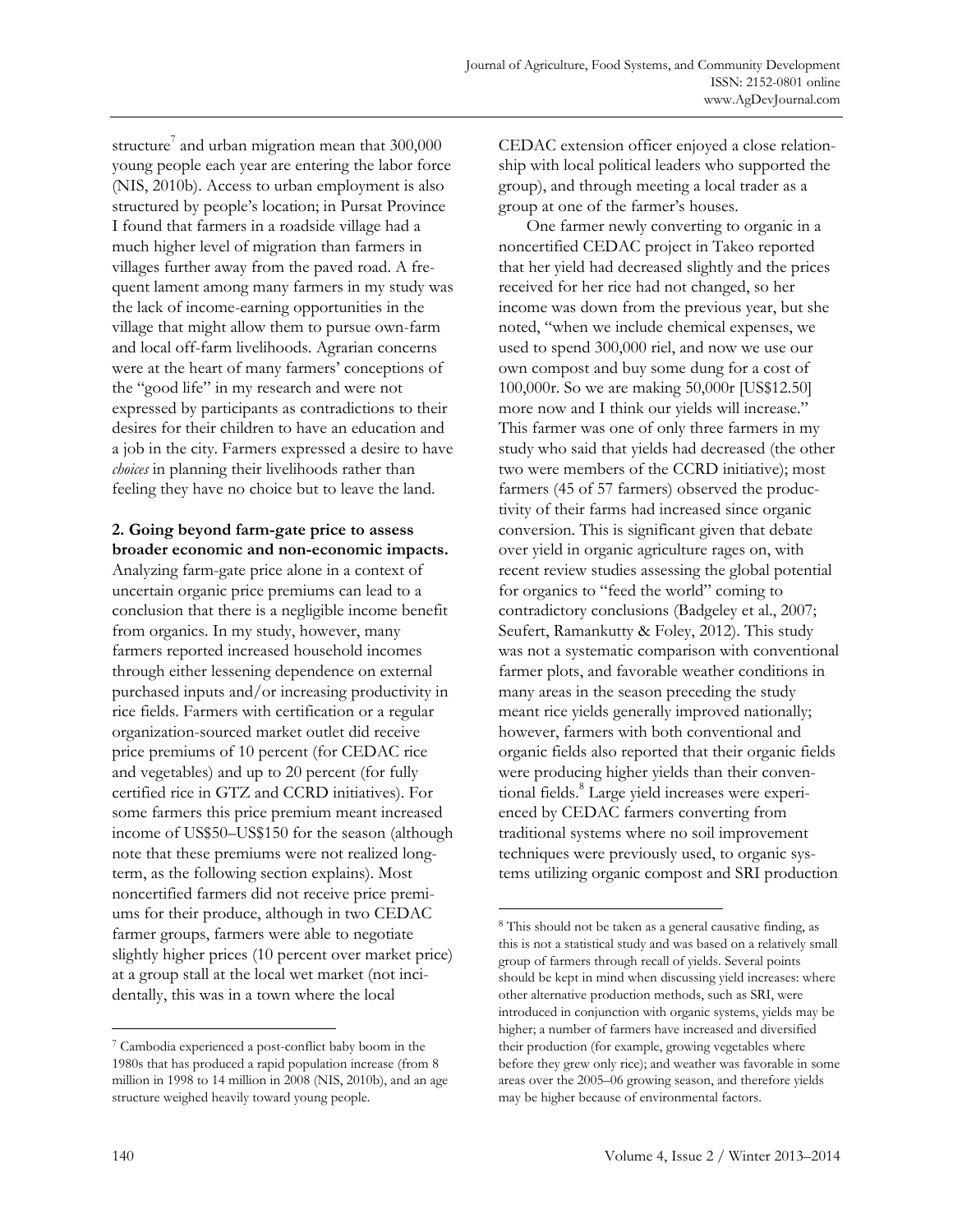structure[7] and urban migration mean that 300,000 young people each year are entering the labor force (NIS, 2010b). Access to urban employment is also structured by people's location; in Pursat Province I found that farmers in a roadside village had a much higher level of migration than farmers in villages further away from the paved road. A frequent lament among many farmers in my study was the lack of income-earning opportunities in the village that might allow them to pursue own-farm and local off-farm livelihoods. Agrarian concerns were at the heart of many farmers' conceptions of the "good life" in my research and were not expressed by participants as contradictions to their desires for their children to have an education and a job in the city. Farmers expressed a desire to have *choices* in planning their livelihoods rather than feeling they have no choice but to leave the land.

**2. Going beyond farm-gate price to assess broader economic and non-economic impacts.** Analyzing farm-gate price alone in a context of uncertain organic price premiums can lead to a conclusion that there is a negligible income benefit from organics. In my study, however, many farmers reported increased household incomes through either lessening dependence on external purchased inputs and/or increasing productivity in rice fields. Farmers with certification or a regular organization-sourced market outlet did receive price premiums of 10 percent (for CEDAC rice and vegetables) and up to 20 percent (for fully certified rice in GTZ and CCRD initiatives). For some farmers this price premium meant increased income of US$50–US$150 for the season (although note that these premiums were not realized long-term, as the following section explains). Most noncertified farmers did not receive price premiums for their produce, although in two CEDAC farmer groups, farmers were able to negotiate slightly higher prices (10 percent over market price) at a group stall at the local wet market (not incidentally, this was in a town where the local CEDAC extension officer enjoyed a close relationship with local political leaders who supported the group), and through meeting a local trader as a group at one of the farmer's houses.

One farmer newly converting to organic in a noncertified CEDAC project in Takeo reported that her yield had decreased slightly and the prices received for her rice had not changed, so her income was down from the previous year, but she noted, "when we include chemical expenses, we used to spend 300,000 riel, and now we use our own compost and buy some dung for a cost of 100,000r. So we are making 50,000r [US$12.50] more now and I think our yields will increase." This farmer was one of only three farmers in my study who said that yields had decreased (the other two were members of the CCRD initiative); most farmers (45 of 57 farmers) observed the productivity of their farms had increased since organic conversion. This is significant given that debate over yield in organic agriculture rages on, with recent review studies assessing the global potential for organics to "feed the world" coming to contradictory conclusions (Badgeley et al., 2007; Seufert, Ramankutty & Foley, 2012). This study was not a systematic comparison with conventional farmer plots, and favorable weather conditions in many areas in the season preceding the study meant rice yields generally improved nationally; however, farmers with both conventional and organic fields also reported that their organic fields were producing higher yields than their conventional fields.[8] Large yield increases were experienced by CEDAC farmers converting from traditional systems where no soil improvement techniques were previously used, to organic systems utilizing organic compost and SRI production

[7] Cambodia experienced a post-conflict baby boom in the 1980s that has produced a rapid population increase (from 8 million in 1998 to 14 million in 2008 (NIS, 2010b), and an age structure weighed heavily toward young people.

[8] This should not be taken as a general causative finding, as this is not a statistical study and was based on a relatively small group of farmers through recall of yields. Several points should be kept in mind when discussing yield increases: where other alternative production methods, such as SRI, were introduced in conjunction with organic systems, yields may be higher; a number of farmers have increased and diversified their production (for example, growing vegetables where before they grew only rice); and weather was favorable in some areas over the 2005–06 growing season, and therefore yields may be higher because of environmental factors.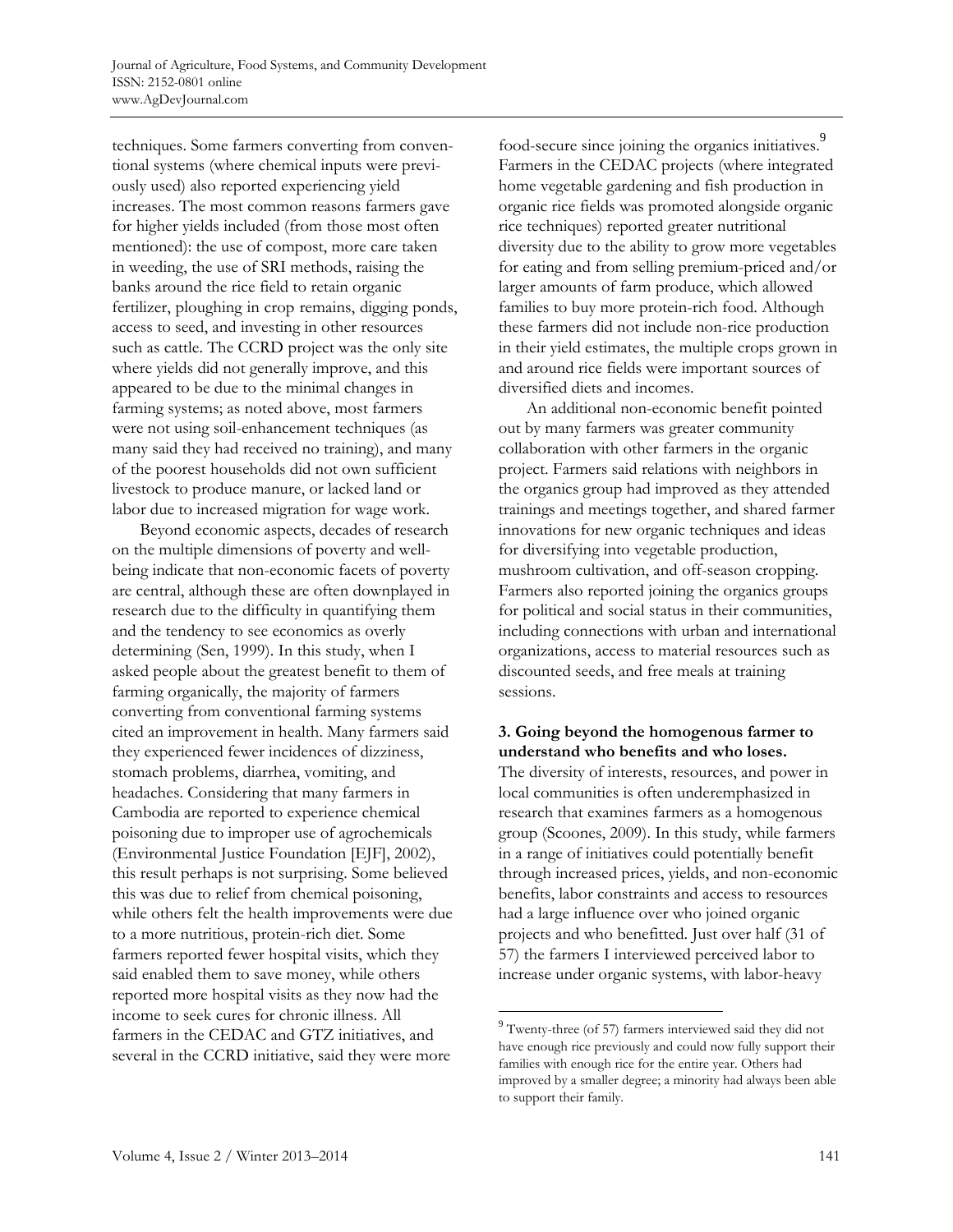techniques. Some farmers converting from conventional systems (where chemical inputs were previously used) also reported experiencing yield increases. The most common reasons farmers gave for higher yields included (from those most often mentioned): the use of compost, more care taken in weeding, the use of SRI methods, raising the banks around the rice field to retain organic fertilizer, ploughing in crop remains, digging ponds, access to seed, and investing in other resources such as cattle. The CCRD project was the only site where yields did not generally improve, and this appeared to be due to the minimal changes in farming systems; as noted above, most farmers were not using soil-enhancement techniques (as many said they had received no training), and many of the poorest households did not own sufficient livestock to produce manure, or lacked land or labor due to increased migration for wage work.

Beyond economic aspects, decades of research on the multiple dimensions of poverty and well-being indicate that non-economic facets of poverty are central, although these are often downplayed in research due to the difficulty in quantifying them and the tendency to see economics as overly determining (Sen, 1999). In this study, when I asked people about the greatest benefit to them of farming organically, the majority of farmers converting from conventional farming systems cited an improvement in health. Many farmers said they experienced fewer incidences of dizziness, stomach problems, diarrhea, vomiting, and headaches. Considering that many farmers in Cambodia are reported to experience chemical poisoning due to improper use of agrochemicals (Environmental Justice Foundation [EJF], 2002), this result perhaps is not surprising. Some believed this was due to relief from chemical poisoning, while others felt the health improvements were due to a more nutritious, protein-rich diet. Some farmers reported fewer hospital visits, which they said enabled them to save money, while others reported more hospital visits as they now had the income to seek cures for chronic illness. All farmers in the CEDAC and GTZ initiatives, and several in the CCRD initiative, said they were more food-secure since joining the organics initiatives.[9] Farmers in the CEDAC projects (where integrated home vegetable gardening and fish production in organic rice fields was promoted alongside organic rice techniques) reported greater nutritional diversity due to the ability to grow more vegetables for eating and from selling premium-priced and/or larger amounts of farm produce, which allowed families to buy more protein-rich food. Although these farmers did not include non-rice production in their yield estimates, the multiple crops grown in and around rice fields were important sources of diversified diets and incomes.

An additional non-economic benefit pointed out by many farmers was greater community collaboration with other farmers in the organic project. Farmers said relations with neighbors in the organics group had improved as they attended trainings and meetings together, and shared farmer innovations for new organic techniques and ideas for diversifying into vegetable production, mushroom cultivation, and off-season cropping. Farmers also reported joining the organics groups for political and social status in their communities, including connections with urban and international organizations, access to material resources such as discounted seeds, and free meals at training sessions.

**3. Going beyond the homogenous farmer to understand who benefits and who loses.**

The diversity of interests, resources, and power in local communities is often underemphasized in research that examines farmers as a homogenous group (Scoones, 2009). In this study, while farmers in a range of initiatives could potentially benefit through increased prices, yields, and non-economic benefits, labor constraints and access to resources had a large influence over who joined organic projects and who benefitted. Just over half (31 of 57) the farmers I interviewed perceived labor to increase under organic systems, with labor-heavy

---

[9] Twenty-three (of 57) farmers interviewed said they did not have enough rice previously and could now fully support their families with enough rice for the entire year. Others had improved by a smaller degree; a minority had always been able to support their family.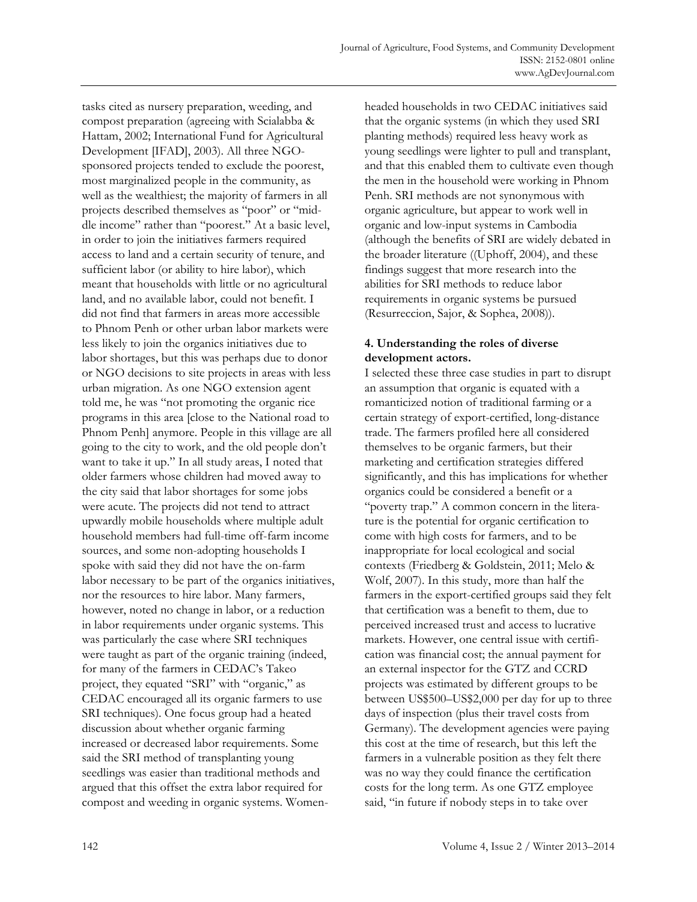tasks cited as nursery preparation, weeding, and compost preparation (agreeing with Scialabba & Hattam, 2002; International Fund for Agricultural Development [IFAD], 2003). All three NGO-sponsored projects tended to exclude the poorest, most marginalized people in the community, as well as the wealthiest; the majority of farmers in all projects described themselves as "poor" or "middle income" rather than "poorest." At a basic level, in order to join the initiatives farmers required access to land and a certain security of tenure, and sufficient labor (or ability to hire labor), which meant that households with little or no agricultural land, and no available labor, could not benefit. I did not find that farmers in areas more accessible to Phnom Penh or other urban labor markets were less likely to join the organics initiatives due to labor shortages, but this was perhaps due to donor or NGO decisions to site projects in areas with less urban migration. As one NGO extension agent told me, he was "not promoting the organic rice programs in this area [close to the National road to Phnom Penh] anymore. People in this village are all going to the city to work, and the old people don't want to take it up." In all study areas, I noted that older farmers whose children had moved away to the city said that labor shortages for some jobs were acute. The projects did not tend to attract upwardly mobile households where multiple adult household members had full-time off-farm income sources, and some non-adopting households I spoke with said they did not have the on-farm labor necessary to be part of the organics initiatives, nor the resources to hire labor. Many farmers, however, noted no change in labor, or a reduction in labor requirements under organic systems. This was particularly the case where SRI techniques were taught as part of the organic training (indeed, for many of the farmers in CEDAC's Takeo project, they equated "SRI" with "organic," as CEDAC encouraged all its organic farmers to use SRI techniques). One focus group had a heated discussion about whether organic farming increased or decreased labor requirements. Some said the SRI method of transplanting young seedlings was easier than traditional methods and argued that this offset the extra labor required for compost and weeding in organic systems. Women-headed households in two CEDAC initiatives said that the organic systems (in which they used SRI planting methods) required less heavy work as young seedlings were lighter to pull and transplant, and that this enabled them to cultivate even though the men in the household were working in Phnom Penh. SRI methods are not synonymous with organic agriculture, but appear to work well in organic and low-input systems in Cambodia (although the benefits of SRI are widely debated in the broader literature ((Uphoff, 2004), and these findings suggest that more research into the abilities for SRI methods to reduce labor requirements in organic systems be pursued (Resurreccion, Sajor, & Sophea, 2008)).

#### 4. Understanding the roles of diverse development actors.

I selected these three case studies in part to disrupt an assumption that organic is equated with a romanticized notion of traditional farming or a certain strategy of export-certified, long-distance trade. The farmers profiled here all considered themselves to be organic farmers, but their marketing and certification strategies differed significantly, and this has implications for whether organics could be considered a benefit or a "poverty trap." A common concern in the literature is the potential for organic certification to come with high costs for farmers, and to be inappropriate for local ecological and social contexts (Friedberg & Goldstein, 2011; Melo & Wolf, 2007). In this study, more than half the farmers in the export-certified groups said they felt that certification was a benefit to them, due to perceived increased trust and access to lucrative markets. However, one central issue with certification was financial cost; the annual payment for an external inspector for the GTZ and CCRD projects was estimated by different groups to be between US$500–US$2,000 per day for up to three days of inspection (plus their travel costs from Germany). The development agencies were paying this cost at the time of research, but this left the farmers in a vulnerable position as they felt there was no way they could finance the certification costs for the long term. As one GTZ employee said, "in future if nobody steps in to take over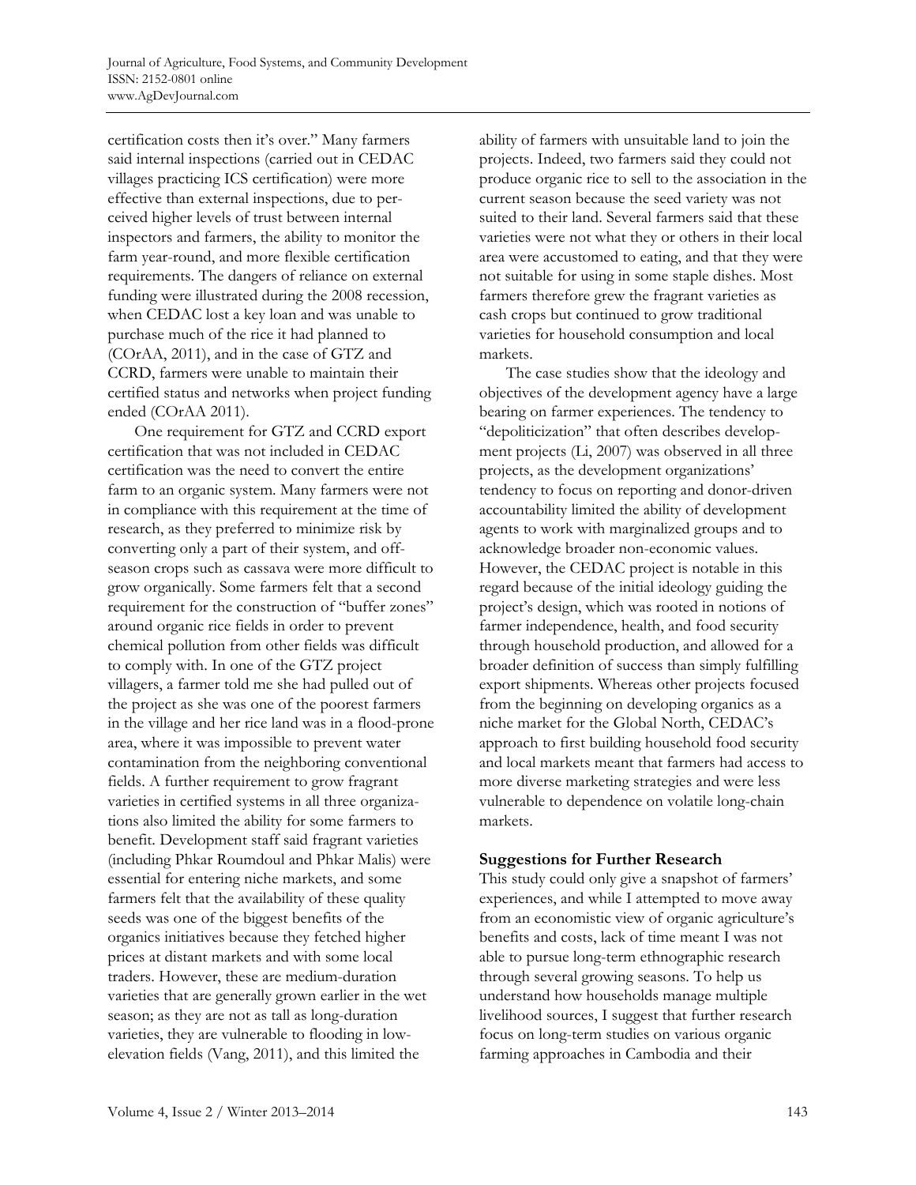certification costs then it's over." Many farmers said internal inspections (carried out in CEDAC villages practicing ICS certification) were more effective than external inspections, due to perceived higher levels of trust between internal inspectors and farmers, the ability to monitor the farm year-round, and more flexible certification requirements. The dangers of reliance on external funding were illustrated during the 2008 recession, when CEDAC lost a key loan and was unable to purchase much of the rice it had planned to (COrAA, 2011), and in the case of GTZ and CCRD, farmers were unable to maintain their certified status and networks when project funding ended (COrAA 2011).

One requirement for GTZ and CCRD export certification that was not included in CEDAC certification was the need to convert the entire farm to an organic system. Many farmers were not in compliance with this requirement at the time of research, as they preferred to minimize risk by converting only a part of their system, and off-season crops such as cassava were more difficult to grow organically. Some farmers felt that a second requirement for the construction of "buffer zones" around organic rice fields in order to prevent chemical pollution from other fields was difficult to comply with. In one of the GTZ project villagers, a farmer told me she had pulled out of the project as she was one of the poorest farmers in the village and her rice land was in a flood-prone area, where it was impossible to prevent water contamination from the neighboring conventional fields. A further requirement to grow fragrant varieties in certified systems in all three organizations also limited the ability for some farmers to benefit. Development staff said fragrant varieties (including Phkar Roumdoul and Phkar Malis) were essential for entering niche markets, and some farmers felt that the availability of these quality seeds was one of the biggest benefits of the organics initiatives because they fetched higher prices at distant markets and with some local traders. However, these are medium-duration varieties that are generally grown earlier in the wet season; as they are not as tall as long-duration varieties, they are vulnerable to flooding in low-elevation fields (Vang, 2011), and this limited the ability of farmers with unsuitable land to join the projects. Indeed, two farmers said they could not produce organic rice to sell to the association in the current season because the seed variety was not suited to their land. Several farmers said that these varieties were not what they or others in their local area were accustomed to eating, and that they were not suitable for using in some staple dishes. Most farmers therefore grew the fragrant varieties as cash crops but continued to grow traditional varieties for household consumption and local markets.

The case studies show that the ideology and objectives of the development agency have a large bearing on farmer experiences. The tendency to "depoliticization" that often describes development projects (Li, 2007) was observed in all three projects, as the development organizations' tendency to focus on reporting and donor-driven accountability limited the ability of development agents to work with marginalized groups and to acknowledge broader non-economic values. However, the CEDAC project is notable in this regard because of the initial ideology guiding the project's design, which was rooted in notions of farmer independence, health, and food security through household production, and allowed for a broader definition of success than simply fulfilling export shipments. Whereas other projects focused from the beginning on developing organics as a niche market for the Global North, CEDAC's approach to first building household food security and local markets meant that farmers had access to more diverse marketing strategies and were less vulnerable to dependence on volatile long-chain markets.

## Suggestions for Further Research

This study could only give a snapshot of farmers' experiences, and while I attempted to move away from an economistic view of organic agriculture's benefits and costs, lack of time meant I was not able to pursue long-term ethnographic research through several growing seasons. To help us understand how households manage multiple livelihood sources, I suggest that further research focus on long-term studies on various organic farming approaches in Cambodia and their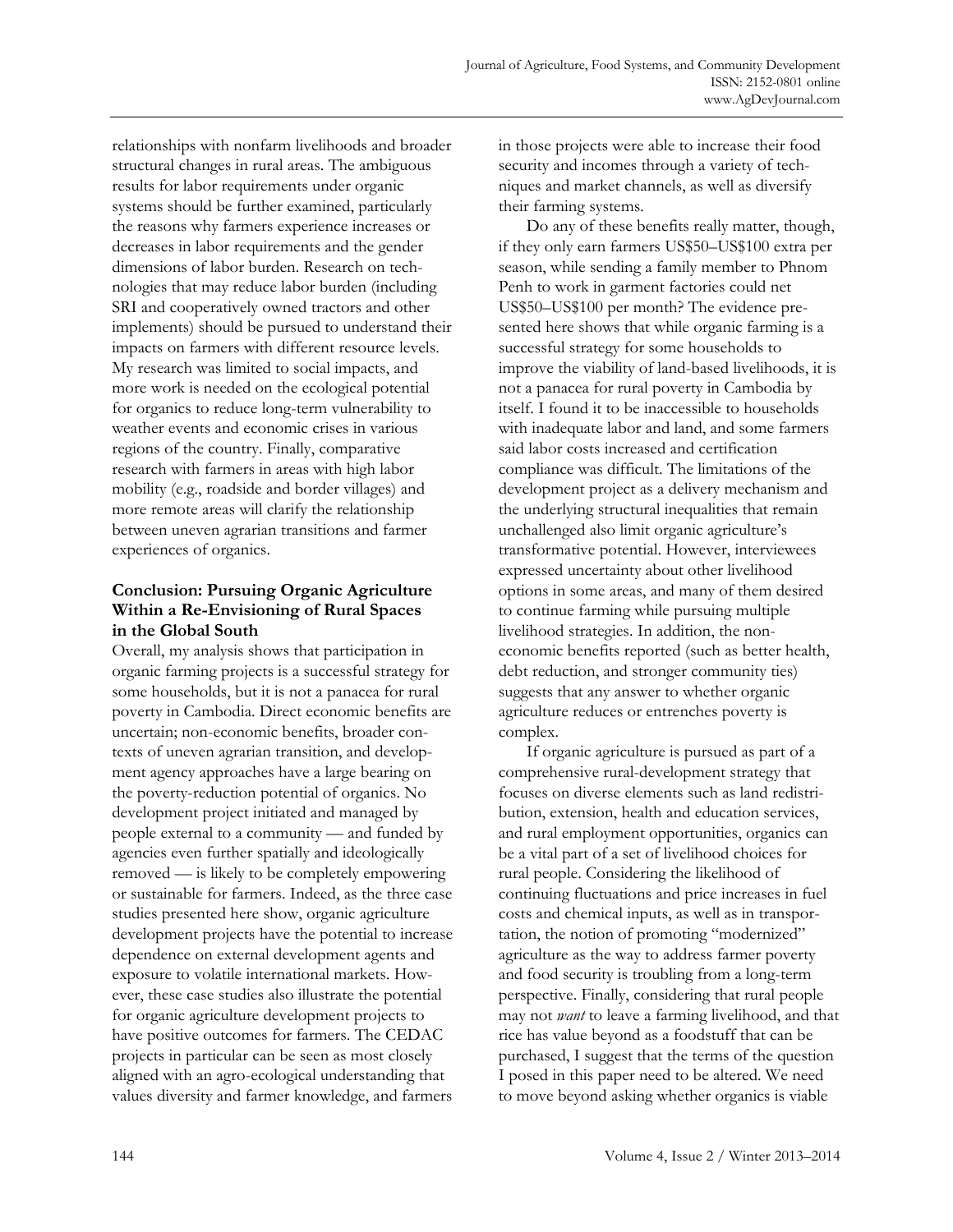relationships with nonfarm livelihoods and broader structural changes in rural areas. The ambiguous results for labor requirements under organic systems should be further examined, particularly the reasons why farmers experience increases or decreases in labor requirements and the gender dimensions of labor burden. Research on technologies that may reduce labor burden (including SRI and cooperatively owned tractors and other implements) should be pursued to understand their impacts on farmers with different resource levels. My research was limited to social impacts, and more work is needed on the ecological potential for organics to reduce long-term vulnerability to weather events and economic crises in various regions of the country. Finally, comparative research with farmers in areas with high labor mobility (e.g., roadside and border villages) and more remote areas will clarify the relationship between uneven agrarian transitions and farmer experiences of organics.

## Conclusion: Pursuing Organic Agriculture Within a Re-Envisioning of Rural Spaces in the Global South

Overall, my analysis shows that participation in organic farming projects is a successful strategy for some households, but it is not a panacea for rural poverty in Cambodia. Direct economic benefits are uncertain; non-economic benefits, broader contexts of uneven agrarian transition, and development agency approaches have a large bearing on the poverty-reduction potential of organics. No development project initiated and managed by people external to a community — and funded by agencies even further spatially and ideologically removed — is likely to be completely empowering or sustainable for farmers. Indeed, as the three case studies presented here show, organic agriculture development projects have the potential to increase dependence on external development agents and exposure to volatile international markets. However, these case studies also illustrate the potential for organic agriculture development projects to have positive outcomes for farmers. The CEDAC projects in particular can be seen as most closely aligned with an agro-ecological understanding that values diversity and farmer knowledge, and farmers in those projects were able to increase their food security and incomes through a variety of techniques and market channels, as well as diversify their farming systems.

Do any of these benefits really matter, though, if they only earn farmers US$50–US$100 extra per season, while sending a family member to Phnom Penh to work in garment factories could net US$50–US$100 per month? The evidence presented here shows that while organic farming is a successful strategy for some households to improve the viability of land-based livelihoods, it is not a panacea for rural poverty in Cambodia by itself. I found it to be inaccessible to households with inadequate labor and land, and some farmers said labor costs increased and certification compliance was difficult. The limitations of the development project as a delivery mechanism and the underlying structural inequalities that remain unchallenged also limit organic agriculture's transformative potential. However, interviewees expressed uncertainty about other livelihood options in some areas, and many of them desired to continue farming while pursuing multiple livelihood strategies. In addition, the non-economic benefits reported (such as better health, debt reduction, and stronger community ties) suggests that any answer to whether organic agriculture reduces or entrenches poverty is complex.

If organic agriculture is pursued as part of a comprehensive rural-development strategy that focuses on diverse elements such as land redistribution, extension, health and education services, and rural employment opportunities, organics can be a vital part of a set of livelihood choices for rural people. Considering the likelihood of continuing fluctuations and price increases in fuel costs and chemical inputs, as well as in transportation, the notion of promoting "modernized" agriculture as the way to address farmer poverty and food security is troubling from a long-term perspective. Finally, considering that rural people may not *want* to leave a farming livelihood, and that rice has value beyond as a foodstuff that can be purchased, I suggest that the terms of the question I posed in this paper need to be altered. We need to move beyond asking whether organics is viable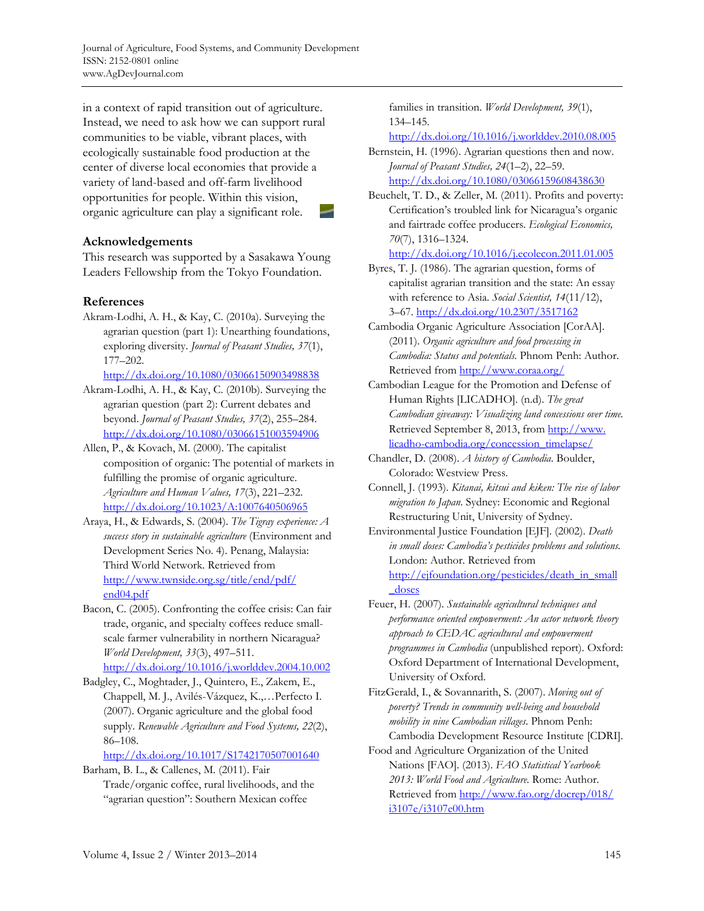in a context of rapid transition out of agriculture. Instead, we need to ask how we can support rural communities to be viable, vibrant places, with ecologically sustainable food production at the center of diverse local economies that provide a variety of land-based and off-farm livelihood opportunities for people. Within this vision, organic agriculture can play a significant role.

## Acknowledgements

This research was supported by a Sasakawa Young Leaders Fellowship from the Tokyo Foundation.

## References

Akram-Lodhi, A. H., & Kay, C. (2010a). Surveying the agrarian question (part 1): Unearthing foundations, exploring diversity. *Journal of Peasant Studies, 37*(1), 177–202. http://dx.doi.org/10.1080/03066150903498838

Akram-Lodhi, A. H., & Kay, C. (2010b). Surveying the agrarian question (part 2): Current debates and beyond. *Journal of Peasant Studies, 37*(2), 255–284. http://dx.doi.org/10.1080/03066151003594906

Allen, P., & Kovach, M. (2000). The capitalist composition of organic: The potential of markets in fulfilling the promise of organic agriculture. *Agriculture and Human Values, 17*(3), 221–232. http://dx.doi.org/10.1023/A:1007640506965

Araya, H., & Edwards, S. (2004). *The Tigray experience: A success story in sustainable agriculture* (Environment and Development Series No. 4). Penang, Malaysia: Third World Network. Retrieved from http://www.twnside.org.sg/title/end/pdf/end04.pdf

Bacon, C. (2005). Confronting the coffee crisis: Can fair trade, organic, and specialty coffees reduce small-scale farmer vulnerability in northern Nicaragua? *World Development, 33*(3), 497–511. http://dx.doi.org/10.1016/j.worlddev.2004.10.002

Badgley, C., Moghtader, J., Quintero, E., Zakem, E., Chappell, M. J., Avilés-Vázquez, K.,…Perfecto I. (2007). Organic agriculture and the global food supply. *Renewable Agriculture and Food Systems, 22*(2), 86–108. http://dx.doi.org/10.1017/S1742170507001640

Barham, B. L., & Callenes, M. (2011). Fair Trade/organic coffee, rural livelihoods, and the "agrarian question": Southern Mexican coffee families in transition. *World Development, 39*(1), 134–145. http://dx.doi.org/10.1016/j.worlddev.2010.08.005

Bernstein, H. (1996). Agrarian questions then and now. *Journal of Peasant Studies, 24*(1–2), 22–59. http://dx.doi.org/10.1080/03066159608438630

Beuchelt, T. D., & Zeller, M. (2011). Profits and poverty: Certification's troubled link for Nicaragua's organic and fairtrade coffee producers. *Ecological Economics, 70*(7), 1316–1324. http://dx.doi.org/10.1016/j.ecolecon.2011.01.005

Byres, T. J. (1986). The agrarian question, forms of capitalist agrarian transition and the state: An essay with reference to Asia. *Social Scientist, 14*(11/12), 3–67. http://dx.doi.org/10.2307/3517162

Cambodia Organic Agriculture Association [CorAA]. (2011). *Organic agriculture and food processing in Cambodia: Status and potentials.* Phnom Penh: Author. Retrieved from http://www.coraa.org/

Cambodian League for the Promotion and Defense of Human Rights [LICADHO]. (n.d). *The great Cambodian giveaway: Visualizing land concessions over time.* Retrieved September 8, 2013, from http://www.licadho-cambodia.org/concession_timelapse/

Chandler, D. (2008). *A history of Cambodia.* Boulder, Colorado: Westview Press.

Connell, J. (1993). *Kitanai, kitsui and kiken: The rise of labor migration to Japan.* Sydney: Economic and Regional Restructuring Unit, University of Sydney.

Environmental Justice Foundation [EJF]. (2002). *Death in small doses: Cambodia's pesticides problems and solutions.* London: Author. Retrieved from http://ejfoundation.org/pesticides/death_in_small_doses

Feuer, H. (2007). *Sustainable agricultural techniques and performance oriented empowerment: An actor network theory approach to CEDAC agricultural and empowerment programmes in Cambodia* (unpublished report). Oxford: Oxford Department of International Development, University of Oxford.

FitzGerald, I., & Sovannarith, S. (2007). *Moving out of poverty? Trends in community well-being and household mobility in nine Cambodian villages.* Phnom Penh: Cambodia Development Resource Institute [CDRI].

Food and Agriculture Organization of the United Nations [FAO]. (2013). *FAO Statistical Yearbook 2013: World Food and Agriculture.* Rome: Author. Retrieved from http://www.fao.org/docrep/018/i3107e/i3107e00.htm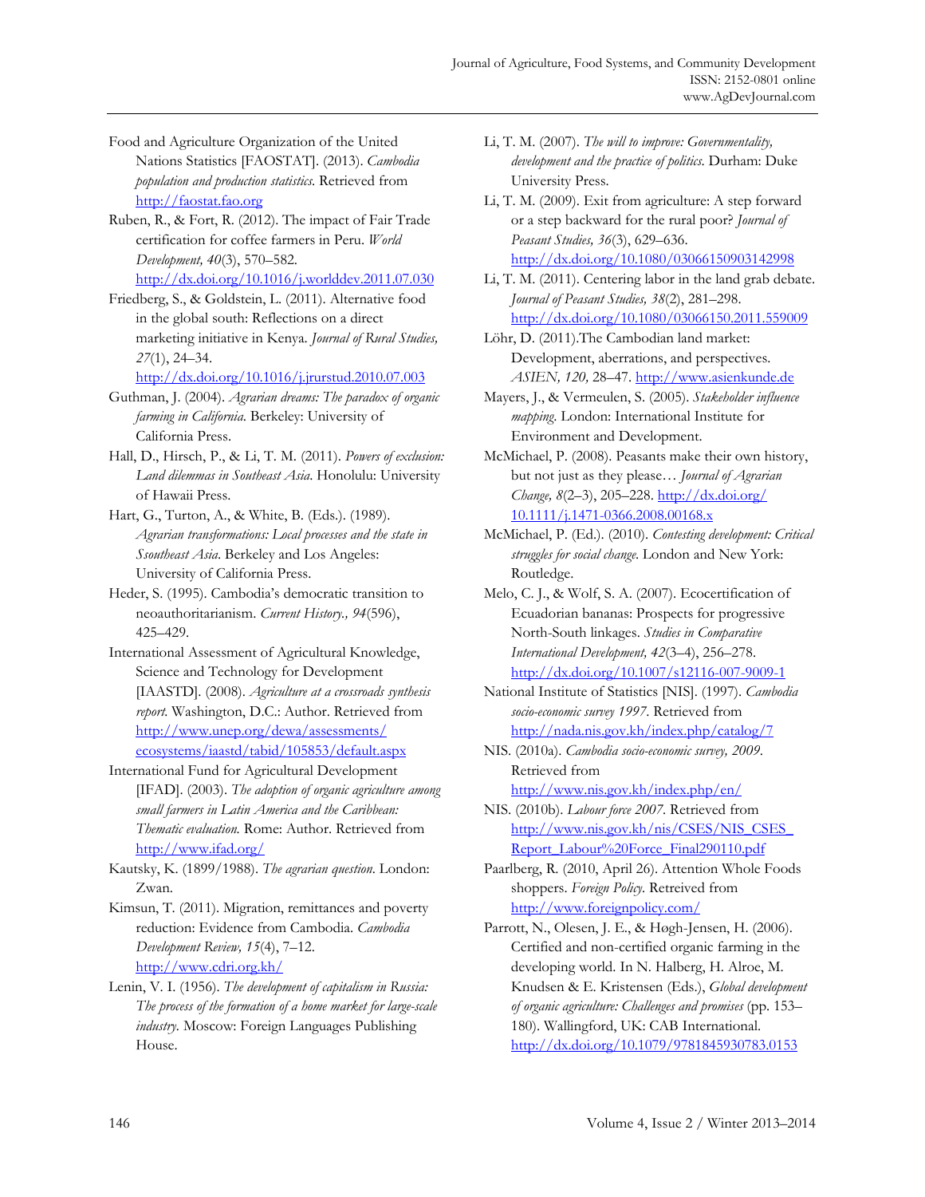Food and Agriculture Organization of the United Nations Statistics [FAOSTAT]. (2013). *Cambodia population and production statistics*. Retrieved from http://faostat.fao.org

Ruben, R., & Fort, R. (2012). The impact of Fair Trade certification for coffee farmers in Peru. *World Development, 40*(3), 570–582. http://dx.doi.org/10.1016/j.worlddev.2011.07.030

Friedberg, S., & Goldstein, L. (2011). Alternative food in the global south: Reflections on a direct marketing initiative in Kenya. *Journal of Rural Studies, 27*(1), 24–34. http://dx.doi.org/10.1016/j.jrurstud.2010.07.003

Guthman, J. (2004). *Agrarian dreams: The paradox of organic farming in California*. Berkeley: University of California Press.

Hall, D., Hirsch, P., & Li, T. M. (2011). *Powers of exclusion: Land dilemmas in Southeast Asia*. Honolulu: University of Hawaii Press.

Hart, G., Turton, A., & White, B. (Eds.). (1989). *Agrarian transformations: Local processes and the state in Ssoutheast Asia*. Berkeley and Los Angeles: University of California Press.

Heder, S. (1995). Cambodia's democratic transition to neoauthoritarianism. *Current History., 94*(596), 425–429.

International Assessment of Agricultural Knowledge, Science and Technology for Development [IAASTD]. (2008). *Agriculture at a crossroads synthesis report*. Washington, D.C.: Author. Retrieved from http://www.unep.org/dewa/assessments/ecosystems/iaastd/tabid/105853/default.aspx

International Fund for Agricultural Development [IFAD]. (2003). *The adoption of organic agriculture among small farmers in Latin America and the Caribbean: Thematic evaluation*. Rome: Author. Retrieved from http://www.ifad.org/

Kautsky, K. (1899/1988). *The agrarian question*. London: Zwan.

Kimsun, T. (2011). Migration, remittances and poverty reduction: Evidence from Cambodia. *Cambodia Development Review, 15*(4), 7–12. http://www.cdri.org.kh/

Lenin, V. I. (1956). *The development of capitalism in Russia: The process of the formation of a home market for large-scale industry*. Moscow: Foreign Languages Publishing House.

Li, T. M. (2007). *The will to improve: Governmentality, development and the practice of politics*. Durham: Duke University Press.

Li, T. M. (2009). Exit from agriculture: A step forward or a step backward for the rural poor? *Journal of Peasant Studies, 36*(3), 629–636. http://dx.doi.org/10.1080/03066150903142998

Li, T. M. (2011). Centering labor in the land grab debate. *Journal of Peasant Studies, 38*(2), 281–298. http://dx.doi.org/10.1080/03066150.2011.559009

Löhr, D. (2011).The Cambodian land market: Development, aberrations, and perspectives. *ASIEN, 120,* 28–47. http://www.asienkunde.de

Mayers, J., & Vermeulen, S. (2005). *Stakeholder influence mapping*. London: International Institute for Environment and Development.

McMichael, P. (2008). Peasants make their own history, but not just as they please… *Journal of Agrarian Change, 8*(2–3), 205–228. http://dx.doi.org/10.1111/j.1471-0366.2008.00168.x

McMichael, P. (Ed.). (2010). *Contesting development: Critical struggles for social change*. London and New York: Routledge.

Melo, C. J., & Wolf, S. A. (2007). Ecocertification of Ecuadorian bananas: Prospects for progressive North-South linkages. *Studies in Comparative International Development, 42*(3–4), 256–278. http://dx.doi.org/10.1007/s12116-007-9009-1

National Institute of Statistics [NIS]. (1997). *Cambodia socio-economic survey 1997*. Retrieved from http://nada.nis.gov.kh/index.php/catalog/7

NIS. (2010a). *Cambodia socio-economic survey, 2009*. Retrieved from http://www.nis.gov.kh/index.php/en/

NIS. (2010b). *Labour force 2007*. Retrieved from http://www.nis.gov.kh/nis/CSES/NIS_CSES_Report_Labour%20Force_Final290110.pdf

Paarlberg, R. (2010, April 26). Attention Whole Foods shoppers. *Foreign Policy*. Retreived from http://www.foreignpolicy.com/

Parrott, N., Olesen, J. E., & Høgh-Jensen, H. (2006). Certified and non-certified organic farming in the developing world. In N. Halberg, H. Alroe, M. Knudsen & E. Kristensen (Eds.), *Global development of organic agriculture: Challenges and promises* (pp. 153–180). Wallingford, UK: CAB International. http://dx.doi.org/10.1079/9781845930783.0153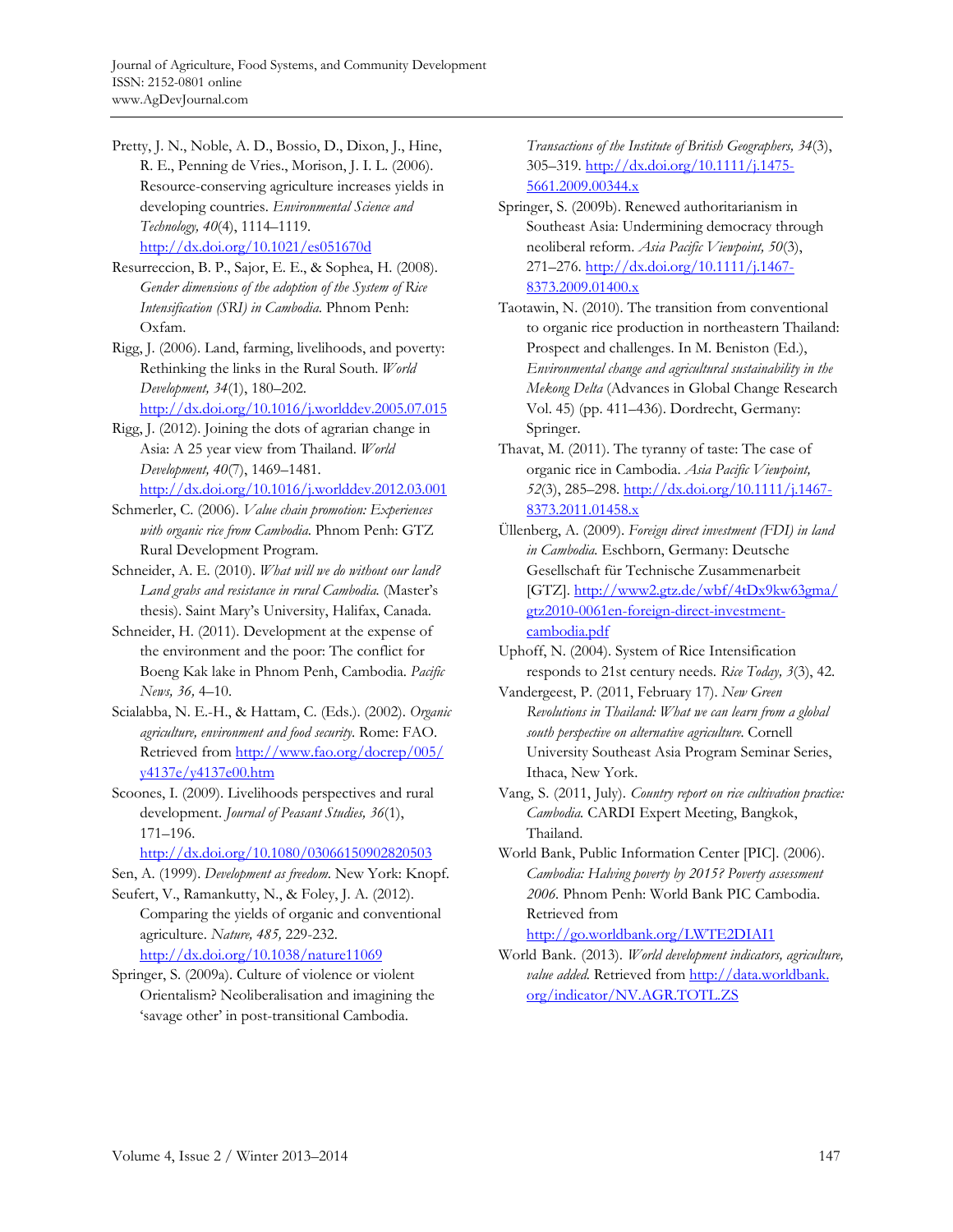Pretty, J. N., Noble, A. D., Bossio, D., Dixon, J., Hine, R. E., Penning de Vries., Morison, J. I. L. (2006). Resource-conserving agriculture increases yields in developing countries. *Environmental Science and Technology, 40*(4), 1114–1119. http://dx.doi.org/10.1021/es051670d

Resurreccion, B. P., Sajor, E. E., & Sophea, H. (2008). *Gender dimensions of the adoption of the System of Rice Intensification (SRI) in Cambodia.* Phnom Penh: Oxfam.

Rigg, J. (2006). Land, farming, livelihoods, and poverty: Rethinking the links in the Rural South. *World Development, 34*(1), 180–202. http://dx.doi.org/10.1016/j.worlddev.2005.07.015

Rigg, J. (2012). Joining the dots of agrarian change in Asia: A 25 year view from Thailand. *World Development, 40*(7), 1469–1481. http://dx.doi.org/10.1016/j.worlddev.2012.03.001

Schmerler, C. (2006). *Value chain promotion: Experiences with organic rice from Cambodia.* Phnom Penh: GTZ Rural Development Program.

Schneider, A. E. (2010). *What will we do without our land? Land grabs and resistance in rural Cambodia.* (Master's thesis). Saint Mary's University, Halifax, Canada.

Schneider, H. (2011). Development at the expense of the environment and the poor: The conflict for Boeng Kak lake in Phnom Penh, Cambodia. *Pacific News, 36,* 4–10.

Scialabba, N. E.-H., & Hattam, C. (Eds.). (2002). *Organic agriculture, environment and food security.* Rome: FAO. Retrieved from http://www.fao.org/docrep/005/y4137e/y4137e00.htm

Scoones, I. (2009). Livelihoods perspectives and rural development. *Journal of Peasant Studies, 36*(1), 171–196. http://dx.doi.org/10.1080/03066150902820503

Sen, A. (1999). *Development as freedom.* New York: Knopf.

Seufert, V., Ramankutty, N., & Foley, J. A. (2012). Comparing the yields of organic and conventional agriculture. *Nature, 485,* 229-232. http://dx.doi.org/10.1038/nature11069

Springer, S. (2009a). Culture of violence or violent Orientalism? Neoliberalisation and imagining the 'savage other' in post-transitional Cambodia. *Transactions of the Institute of British Geographers, 34*(3), 305–319. http://dx.doi.org/10.1111/j.1475-5661.2009.00344.x

Springer, S. (2009b). Renewed authoritarianism in Southeast Asia: Undermining democracy through neoliberal reform. *Asia Pacific Viewpoint, 50*(3), 271–276. http://dx.doi.org/10.1111/j.1467-8373.2009.01400.x

Taotawin, N. (2010). The transition from conventional to organic rice production in northeastern Thailand: Prospect and challenges. In M. Beniston (Ed.), *Environmental change and agricultural sustainability in the Mekong Delta* (Advances in Global Change Research Vol. 45) (pp. 411–436). Dordrecht, Germany: Springer.

Thavat, M. (2011). The tyranny of taste: The case of organic rice in Cambodia. *Asia Pacific Viewpoint, 52*(3), 285–298. http://dx.doi.org/10.1111/j.1467-8373.2011.01458.x

Üllenberg, A. (2009). *Foreign direct investment (FDI) in land in Cambodia.* Eschborn, Germany: Deutsche Gesellschaft für Technische Zusammenarbeit [GTZ]. http://www2.gtz.de/wbf/4tDx9kw63gma/gtz2010-0061en-foreign-direct-investment-cambodia.pdf

Uphoff, N. (2004). System of Rice Intensification responds to 21st century needs. *Rice Today, 3*(3), 42.

Vandergeest, P. (2011, February 17). *New Green Revolutions in Thailand: What we can learn from a global south perspective on alternative agriculture.* Cornell University Southeast Asia Program Seminar Series, Ithaca, New York.

Vang, S. (2011, July). *Country report on rice cultivation practice: Cambodia.* CARDI Expert Meeting, Bangkok, Thailand.

World Bank, Public Information Center [PIC]. (2006). *Cambodia: Halving poverty by 2015? Poverty assessment 2006.* Phnom Penh: World Bank PIC Cambodia. Retrieved from http://go.worldbank.org/LWTE2DIAI1

World Bank. (2013). *World development indicators, agriculture, value added.* Retrieved from http://data.worldbank.org/indicator/NV.AGR.TOTL.ZS